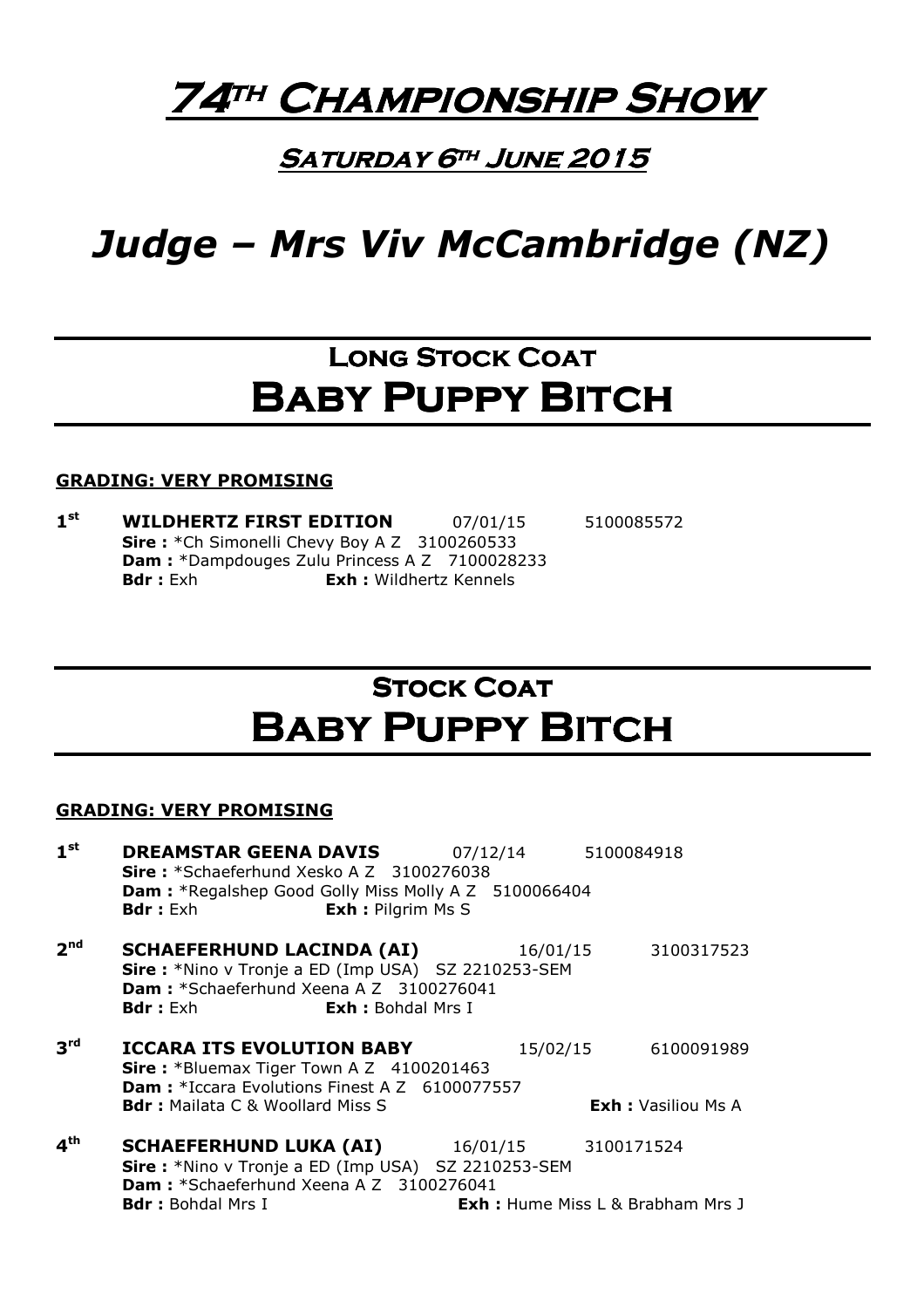# 74[TH] Championship Show

## Saturday 6[th] June 2015

# *Judge – Mrs Viv McCambridge (NZ)*

## Long Stock Coat
# Baby Puppy Bitch

**GRADING: VERY PROMISING**

**1st** **WILDHERTZ FIRST EDITION** 07/01/15 5100085572
**Sire :** *Ch Simonelli Chevy Boy A Z 3100260533
**Dam :** *Dampdouges Zulu Princess A Z 7100028233
**Bdr :** Exh **Exh :** Wildhertz Kennels

## Stock Coat
# Baby Puppy Bitch

**GRADING: VERY PROMISING**

**1st** **DREAMSTAR GEENA DAVIS** 07/12/14 5100084918
**Sire :** *Schaeferhund Xesko A Z 3100276038
**Dam :** *Regalshep Good Golly Miss Molly A Z 5100066404
**Bdr :** Exh **Exh :** Pilgrim Ms S

**2nd** **SCHAEFERHUND LACINDA (AI)** 16/01/15 3100317523
**Sire :** *Nino v Tronje a ED (Imp USA) SZ 2210253-SEM
**Dam :** *Schaeferhund Xeena A Z 3100276041
**Bdr :** Exh **Exh :** Bohdal Mrs I

**3rd** **ICCARA ITS EVOLUTION BABY** 15/02/15 6100091989
**Sire :** *Bluemax Tiger Town A Z 4100201463
**Dam :** *Iccara Evolutions Finest A Z 6100077557
**Bdr :** Mailata C & Woollard Miss S **Exh :** Vasiliou Ms A

**4th** **SCHAEFERHUND LUKA (AI)** 16/01/15 3100171524
**Sire :** *Nino v Tronje a ED (Imp USA) SZ 2210253-SEM
**Dam :** *Schaeferhund Xeena A Z 3100276041
**Bdr :** Bohdal Mrs I **Exh :** Hume Miss L & Brabham Mrs J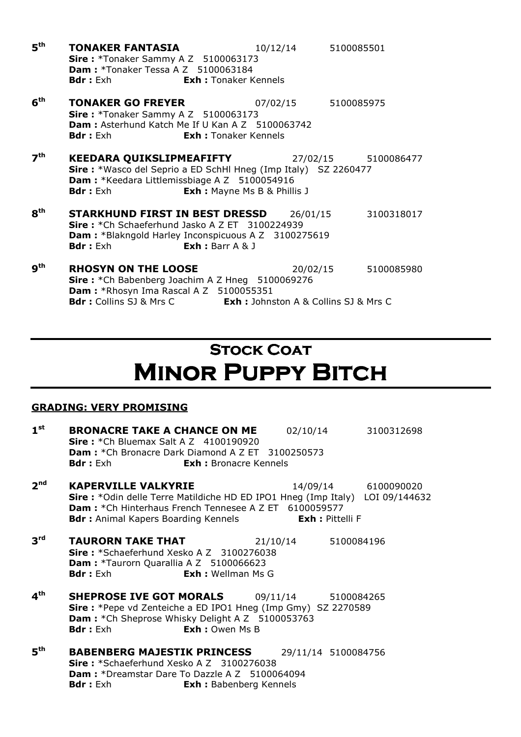**5th** **TONAKER FANTASIA** 10/12/14 5100085501
**Sire :** *Tonaker Sammy A Z 5100063173
**Dam :** *Tonaker Tessa A Z 5100063184
**Bdr :** Exh **Exh :** Tonaker Kennels

**6th** **TONAKER GO FREYER** 07/02/15 5100085975
**Sire :** *Tonaker Sammy A Z 5100063173
**Dam :** Asterhund Katch Me If U Kan A Z 5100063742
**Bdr :** Exh **Exh :** Tonaker Kennels

**7th** **KEEDARA QUIKSLIPMEAFIFTY** 27/02/15 5100086477
**Sire :** *Wasco del Seprio a ED SchHl Hneg (Imp Italy) SZ 2260477
**Dam :** *Keedara Littlemissbiage A Z 5100054916
**Bdr :** Exh **Exh :** Mayne Ms B & Phillis J

**8th** **STARKHUND FIRST IN BEST DRESSD** 26/01/15 3100318017
**Sire :** *Ch Schaeferhund Jasko A Z ET 3100224939
**Dam :** *Blakngold Harley Inconspicuous A Z 3100275619
**Bdr :** Exh **Exh :** Barr A & J

**9th** **RHOSYN ON THE LOOSE** 20/02/15 5100085980
**Sire :** *Ch Babenberg Joachim A Z Hneg 5100069276
**Dam :** *Rhosyn Ima Rascal A Z 5100055351
**Bdr :** Collins SJ & Mrs C **Exh :** Johnston A & Collins SJ & Mrs C

---

# Stock Coat
# Minor Puppy Bitch

---

**GRADING: VERY PROMISING**

**1st** **BRONACRE TAKE A CHANCE ON ME** 02/10/14 3100312698
**Sire :** *Ch Bluemax Salt A Z 4100190920
**Dam :** *Ch Bronacre Dark Diamond A Z ET 3100250573
**Bdr :** Exh **Exh :** Bronacre Kennels

**2nd** **KAPERVILLE VALKYRIE** 14/09/14 6100090020
**Sire :** *Odin delle Terre Matildiche HD ED IPO1 Hneg (Imp Italy) LOI 09/144632
**Dam :** *Ch Hinterhaus French Tennesee A Z ET 6100059577
**Bdr :** Animal Kapers Boarding Kennels **Exh :** Pittelli F

**3rd** **TAURORN TAKE THAT** 21/10/14 5100084196
**Sire :** *Schaeferhund Xesko A Z 3100276038
**Dam :** *Taurorn Quarallia A Z 5100066623
**Bdr :** Exh **Exh :** Wellman Ms G

**4th** **SHEPROSE IVE GOT MORALS** 09/11/14 5100084265
**Sire :** *Pepe vd Zenteiche a ED IPO1 Hneg (Imp Gmy) SZ 2270589
**Dam :** *Ch Sheprose Whisky Delight A Z 5100053763
**Bdr :** Exh **Exh :** Owen Ms B

**5th** **BABENBERG MAJESTIK PRINCESS** 29/11/14 5100084756
**Sire :** *Schaeferhund Xesko A Z 3100276038
**Dam :** *Dreamstar Dare To Dazzle A Z 5100064094
**Bdr :** Exh **Exh :** Babenberg Kennels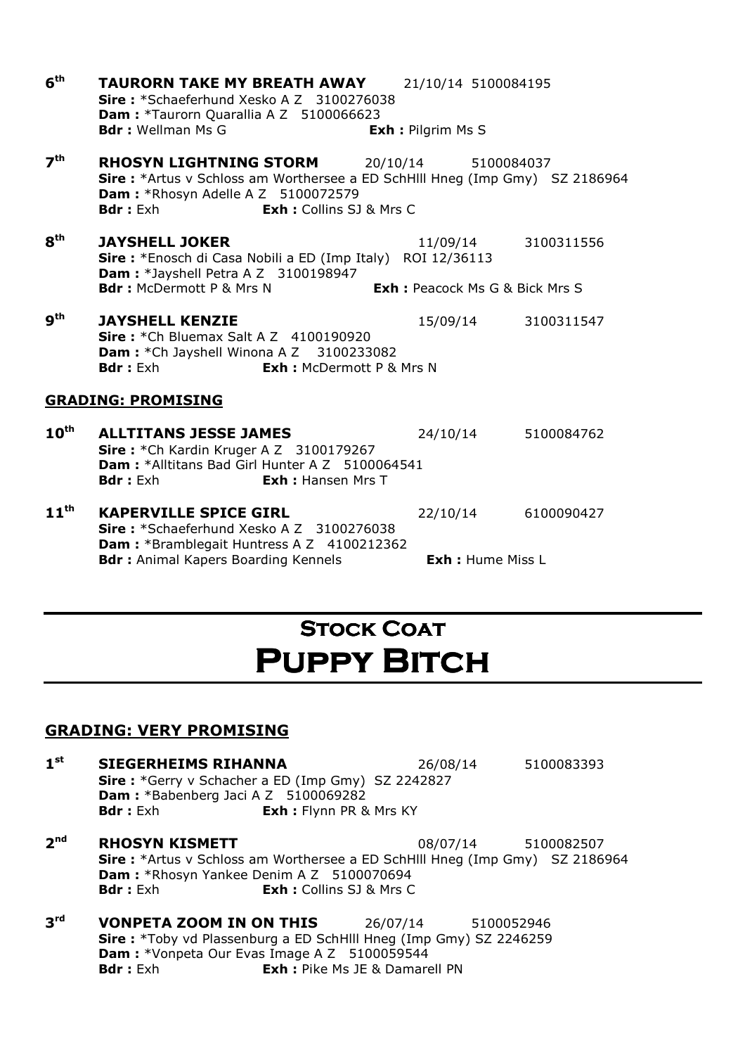**6th** **TAURORN TAKE MY BREATH AWAY** 21/10/14 5100084195
**Sire :** *Schaeferhund Xesko A Z 3100276038
**Dam :** *Taurorn Quarallia A Z 5100066623
**Bdr :** Wellman Ms G **Exh :** Pilgrim Ms S

**7th** **RHOSYN LIGHTNING STORM** 20/10/14 5100084037
**Sire :** *Artus v Schloss am Worthersee a ED SchHlll Hneg (Imp Gmy) SZ 2186964
**Dam :** *Rhosyn Adelle A Z 5100072579
**Bdr :** Exh **Exh :** Collins SJ & Mrs C

**8th** **JAYSHELL JOKER** 11/09/14 3100311556
**Sire :** *Enosch di Casa Nobili a ED (Imp Italy) ROI 12/36113
**Dam :** *Jayshell Petra A Z 3100198947
**Bdr :** McDermott P & Mrs N **Exh :** Peacock Ms G & Bick Mrs S

**9th** **JAYSHELL KENZIE** 15/09/14 3100311547
**Sire :** *Ch Bluemax Salt A Z 4100190920
**Dam :** *Ch Jayshell Winona A Z 3100233082
**Bdr :** Exh **Exh :** McDermott P & Mrs N

### GRADING: PROMISING

**10th** **ALLTITANS JESSE JAMES** 24/10/14 5100084762
**Sire :** *Ch Kardin Kruger A Z 3100179267
**Dam :** *Alltitans Bad Girl Hunter A Z 5100064541
**Bdr :** Exh **Exh :** Hansen Mrs T

**11th** **KAPERVILLE SPICE GIRL** 22/10/14 6100090427
**Sire :** *Schaeferhund Xesko A Z 3100276038
**Dam :** *Bramblegait Huntress A Z 4100212362
**Bdr :** Animal Kapers Boarding Kennels **Exh :** Hume Miss L

# Stock Coat
# Puppy Bitch

### GRADING: VERY PROMISING

**1st** **SIEGERHEIMS RIHANNA** 26/08/14 5100083393
**Sire :** *Gerry v Schacher a ED (Imp Gmy) SZ 2242827
**Dam :** *Babenberg Jaci A Z 5100069282
**Bdr :** Exh **Exh :** Flynn PR & Mrs KY

**2nd** **RHOSYN KISMETT** 08/07/14 5100082507
**Sire :** *Artus v Schloss am Worthersee a ED SchHlll Hneg (Imp Gmy) SZ 2186964
**Dam :** *Rhosyn Yankee Denim A Z 5100070694
**Bdr :** Exh **Exh :** Collins SJ & Mrs C

**3rd** **VONPETA ZOOM IN ON THIS** 26/07/14 5100052946
**Sire :** *Toby vd Plassenburg a ED SchHlll Hneg (Imp Gmy) SZ 2246259
**Dam :** *Vonpeta Our Evas Image A Z 5100059544
**Bdr :** Exh **Exh :** Pike Ms JE & Damarell PN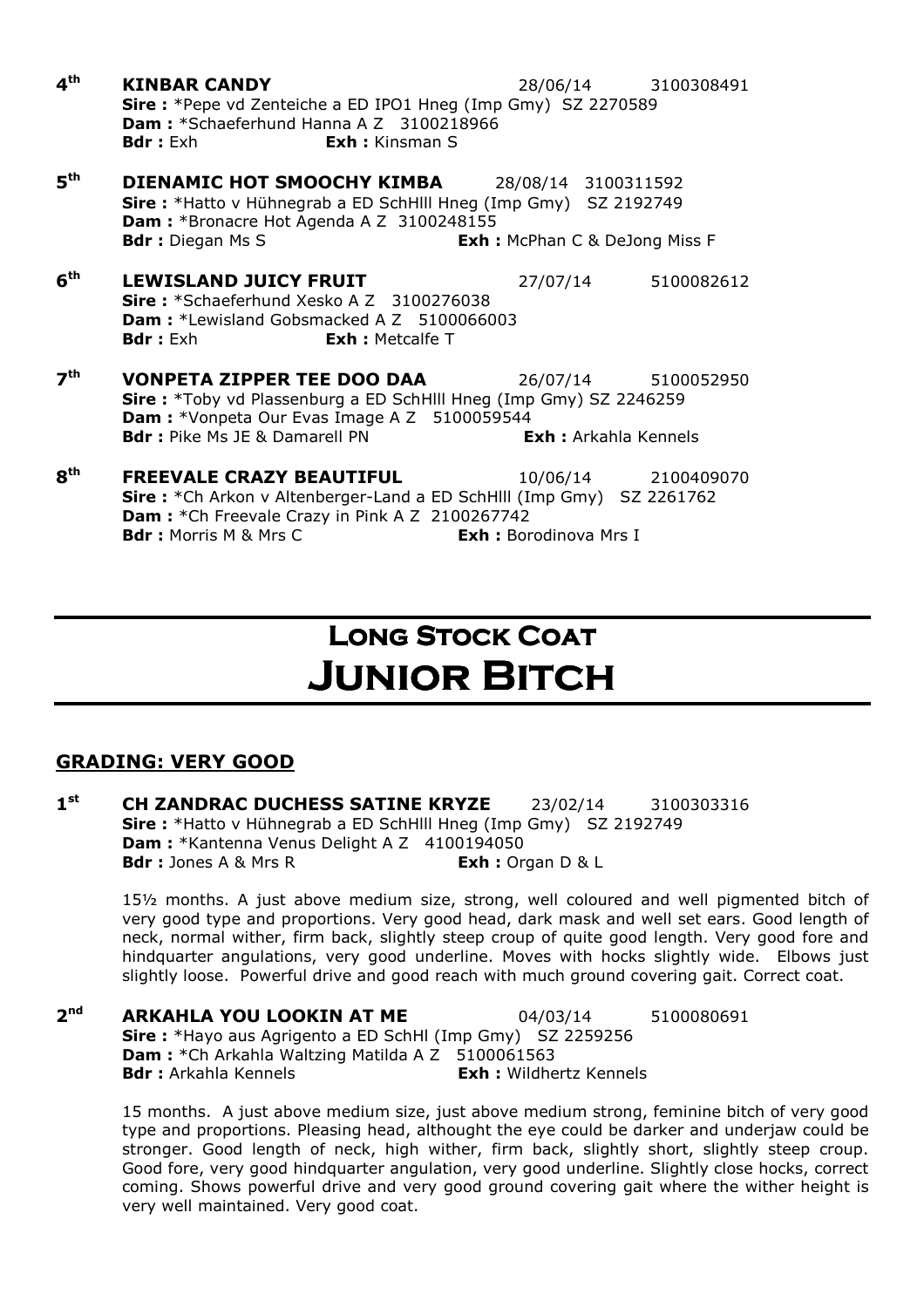**4th** **KINBAR CANDY** 28/06/14 3100308491
**Sire :** *Pepe vd Zenteiche a ED IPO1 Hneg (Imp Gmy) SZ 2270589
**Dam :** *Schaeferhund Hanna A Z 3100218966
**Bdr :** Exh **Exh :** Kinsman S

**5th** **DIENAMIC HOT SMOOCHY KIMBA** 28/08/14 3100311592
**Sire :** *Hatto v Hühnegrab a ED SchHlll Hneg (Imp Gmy) SZ 2192749
**Dam :** *Bronacre Hot Agenda A Z 3100248155
**Bdr :** Diegan Ms S **Exh :** McPhan C & DeJong Miss F

**6th** **LEWISLAND JUICY FRUIT** 27/07/14 5100082612
**Sire :** *Schaeferhund Xesko A Z 3100276038
**Dam :** *Lewisland Gobsmacked A Z 5100066003
**Bdr :** Exh **Exh :** Metcalfe T

**7th** **VONPETA ZIPPER TEE DOO DAA** 26/07/14 5100052950
**Sire :** *Toby vd Plassenburg a ED SchHlll Hneg (Imp Gmy) SZ 2246259
**Dam :** *Vonpeta Our Evas Image A Z 5100059544
**Bdr :** Pike Ms JE & Damarell PN **Exh :** Arkahla Kennels

**8th** **FREEVALE CRAZY BEAUTIFUL** 10/06/14 2100409070
**Sire :** *Ch Arkon v Altenberger-Land a ED SchHlll (Imp Gmy) SZ 2261762
**Dam :** *Ch Freevale Crazy in Pink A Z 2100267742
**Bdr :** Morris M & Mrs C **Exh :** Borodinova Mrs I

# Long Stock Coat
# Junior Bitch

## GRADING: VERY GOOD

**1st** **CH ZANDRAC DUCHESS SATINE KRYZE** 23/02/14 3100303316
**Sire :** *Hatto v Hühnegrab a ED SchHlll Hneg (Imp Gmy) SZ 2192749
**Dam :** *Kantenna Venus Delight A Z 4100194050
**Bdr :** Jones A & Mrs R **Exh :** Organ D & L

15½ months. A just above medium size, strong, well coloured and well pigmented bitch of very good type and proportions. Very good head, dark mask and well set ears. Good length of neck, normal wither, firm back, slightly steep croup of quite good length. Very good fore and hindquarter angulations, very good underline. Moves with hocks slightly wide. Elbows just slightly loose. Powerful drive and good reach with much ground covering gait. Correct coat.

**2nd** **ARKAHLA YOU LOOKIN AT ME** 04/03/14 5100080691
**Sire :** *Hayo aus Agrigento a ED SchHl (Imp Gmy) SZ 2259256
**Dam :** *Ch Arkahla Waltzing Matilda A Z 5100061563
**Bdr :** Arkahla Kennels **Exh :** Wildhertz Kennels

15 months. A just above medium size, just above medium strong, feminine bitch of very good type and proportions. Pleasing head, althought the eye could be darker and underjaw could be stronger. Good length of neck, high wither, firm back, slightly short, slightly steep croup. Good fore, very good hindquarter angulation, very good underline. Slightly close hocks, correct coming. Shows powerful drive and very good ground covering gait where the wither height is very well maintained. Very good coat.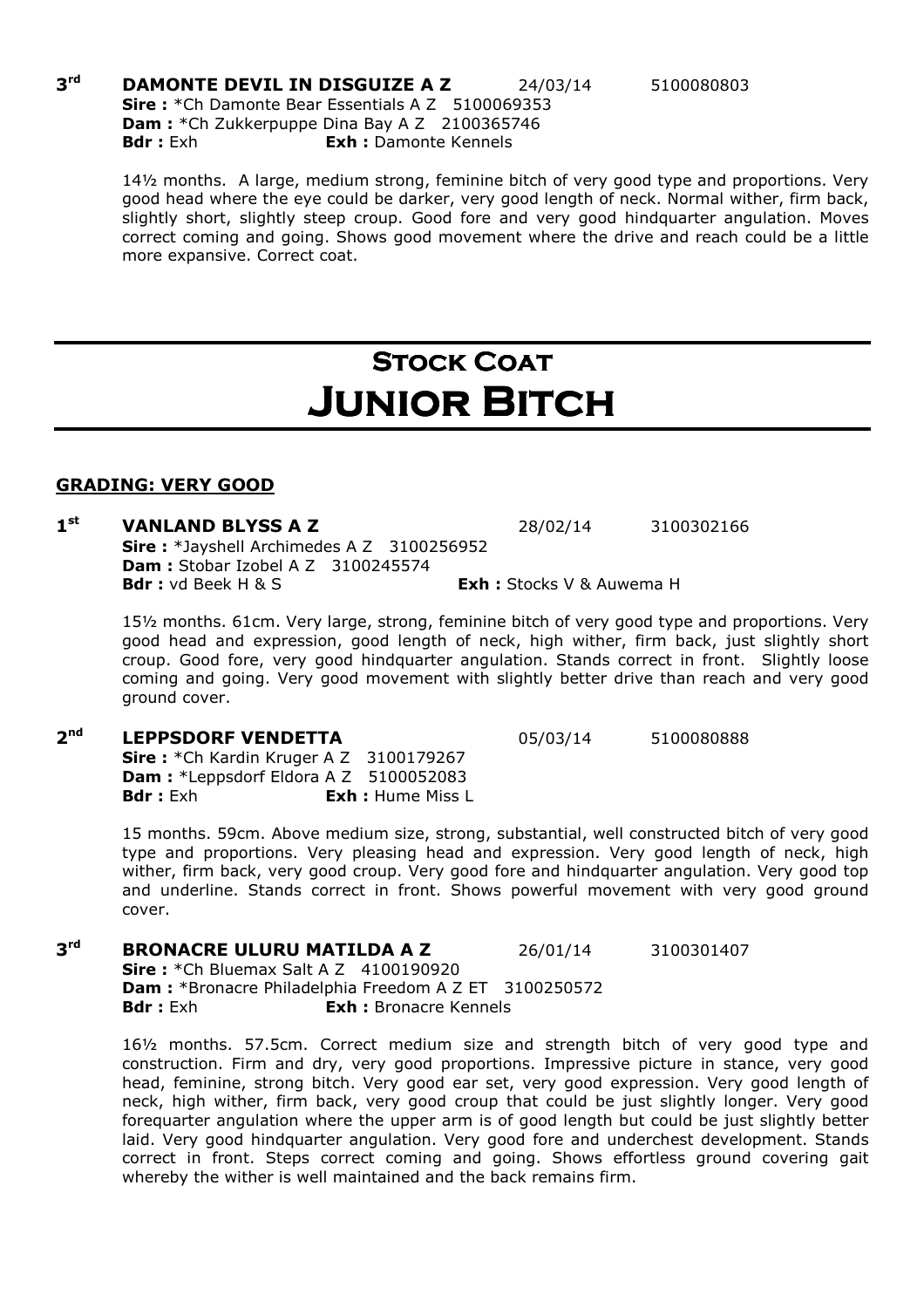**3rd DAMONTE DEVIL IN DISGUIZE A Z** 24/03/14 5100080803
**Sire :** *Ch Damonte Bear Essentials A Z 5100069353
**Dam :** *Ch Zukkerpuppe Dina Bay A Z 2100365746
**Bdr :** Exh **Exh :** Damonte Kennels

14½ months. A large, medium strong, feminine bitch of very good type and proportions. Very good head where the eye could be darker, very good length of neck. Normal wither, firm back, slightly short, slightly steep croup. Good fore and very good hindquarter angulation. Moves correct coming and going. Shows good movement where the drive and reach could be a little more expansive. Correct coat.

# Stock Coat
# Junior Bitch

## GRADING: VERY GOOD

**1st VANLAND BLYSS A Z** 28/02/14 3100302166
**Sire :** *Jayshell Archimedes A Z 3100256952
**Dam :** Stobar Izobel A Z 3100245574
**Bdr :** vd Beek H & S **Exh :** Stocks V & Auwema H

15½ months. 61cm. Very large, strong, feminine bitch of very good type and proportions. Very good head and expression, good length of neck, high wither, firm back, just slightly short croup. Good fore, very good hindquarter angulation. Stands correct in front. Slightly loose coming and going. Very good movement with slightly better drive than reach and very good ground cover.

**2nd LEPPSDORF VENDETTA** 05/03/14 5100080888
**Sire :** *Ch Kardin Kruger A Z 3100179267
**Dam :** *Leppsdorf Eldora A Z 5100052083
**Bdr :** Exh **Exh :** Hume Miss L

15 months. 59cm. Above medium size, strong, substantial, well constructed bitch of very good type and proportions. Very pleasing head and expression. Very good length of neck, high wither, firm back, very good croup. Very good fore and hindquarter angulation. Very good top and underline. Stands correct in front. Shows powerful movement with very good ground cover.

**3rd BRONACRE ULURU MATILDA A Z** 26/01/14 3100301407
**Sire :** *Ch Bluemax Salt A Z 4100190920
**Dam :** *Bronacre Philadelphia Freedom A Z ET 3100250572
**Bdr :** Exh **Exh :** Bronacre Kennels

16½ months. 57.5cm. Correct medium size and strength bitch of very good type and construction. Firm and dry, very good proportions. Impressive picture in stance, very good head, feminine, strong bitch. Very good ear set, very good expression. Very good length of neck, high wither, firm back, very good croup that could be just slightly longer. Very good forequarter angulation where the upper arm is of good length but could be just slightly better laid. Very good hindquarter angulation. Very good fore and underchest development. Stands correct in front. Steps correct coming and going. Shows effortless ground covering gait whereby the wither is well maintained and the back remains firm.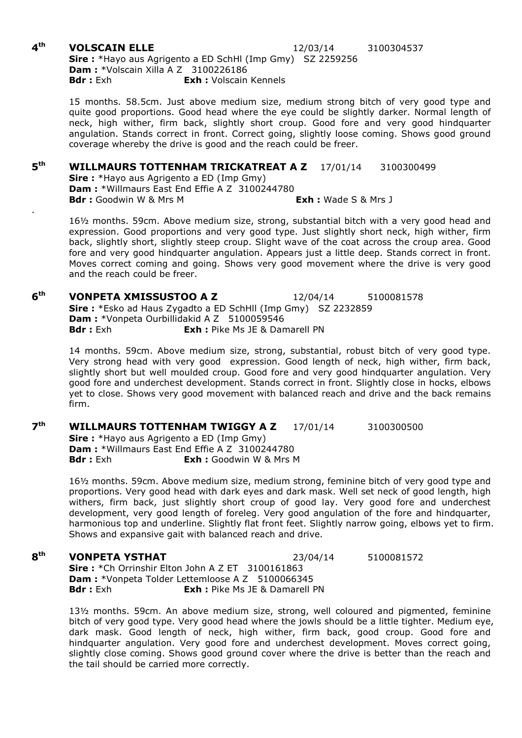**4th VOLSCAIN ELLE** 12/03/14 3100304537
**Sire :** *Hayo aus Agrigento a ED SchHl (Imp Gmy) SZ 2259256
**Dam :** *Volscain Xilla A Z 3100226186
**Bdr :** Exh **Exh :** Volscain Kennels

15 months. 58.5cm. Just above medium size, medium strong bitch of very good type and quite good proportions. Good head where the eye could be slightly darker. Normal length of neck, high wither, firm back, slightly short croup. Good fore and very good hindquarter angulation. Stands correct in front. Correct going, slightly loose coming. Shows good ground coverage whereby the drive is good and the reach could be freer.

**5th WILLMAURS TOTTENHAM TRICKATREAT A Z** 17/01/14 3100300499
**Sire :** *Hayo aus Agrigento a ED (Imp Gmy)
**Dam :** *Willmaurs East End Effie A Z 3100244780
**Bdr :** Goodwin W & Mrs M **Exh :** Wade S & Mrs J

16½ months. 59cm. Above medium size, strong, substantial bitch with a very good head and expression. Good proportions and very good type. Just slightly short neck, high wither, firm back, slightly short, slightly steep croup. Slight wave of the coat across the croup area. Good fore and very good hindquarter angulation. Appears just a little deep. Stands correct in front. Moves correct coming and going. Shows very good movement where the drive is very good and the reach could be freer.

**6th VONPETA XMISSUSTOO A Z** 12/04/14 5100081578
**Sire :** *Esko ad Haus Zygadto a ED SchHll (Imp Gmy) SZ 2232859
**Dam :** *Vonpeta Ourbillidakid A Z 5100059546
**Bdr :** Exh **Exh :** Pike Ms JE & Damarell PN

14 months. 59cm. Above medium size, strong, substantial, robust bitch of very good type. Very strong head with very good expression. Good length of neck, high wither, firm back, slightly short but well moulded croup. Good fore and very good hindquarter angulation. Very good fore and underchest development. Stands correct in front. Slightly close in hocks, elbows yet to close. Shows very good movement with balanced reach and drive and the back remains firm.

**7th WILLMAURS TOTTENHAM TWIGGY A Z** 17/01/14 3100300500
**Sire :** *Hayo aus Agrigento a ED (Imp Gmy)
**Dam :** *Willmaurs East End Effie A Z 3100244780
**Bdr :** Exh **Exh :** Goodwin W & Mrs M

16½ months. 59cm. Above medium size, medium strong, feminine bitch of very good type and proportions. Very good head with dark eyes and dark mask. Well set neck of good length, high withers, firm back, just slightly short croup of good lay. Very good fore and underchest development, very good length of foreleg. Very good angulation of the fore and hindquarter, harmonious top and underline. Slightly flat front feet. Slightly narrow going, elbows yet to firm. Shows and expansive gait with balanced reach and drive.

**8th VONPETA YSTHAT** 23/04/14 5100081572
**Sire :** *Ch Orrinshir Elton John A Z ET 3100161863
**Dam :** *Vonpeta Tolder Lettemloose A Z 5100066345
**Bdr :** Exh **Exh :** Pike Ms JE & Damarell PN

13½ months. 59cm. An above medium size, strong, well coloured and pigmented, feminine bitch of very good type. Very good head where the jowls should be a little tighter. Medium eye, dark mask. Good length of neck, high wither, firm back, good croup. Good fore and hindquarter angulation. Very good fore and underchest development. Moves correct going, slightly close coming. Shows good ground cover where the drive is better than the reach and the tail should be carried more correctly.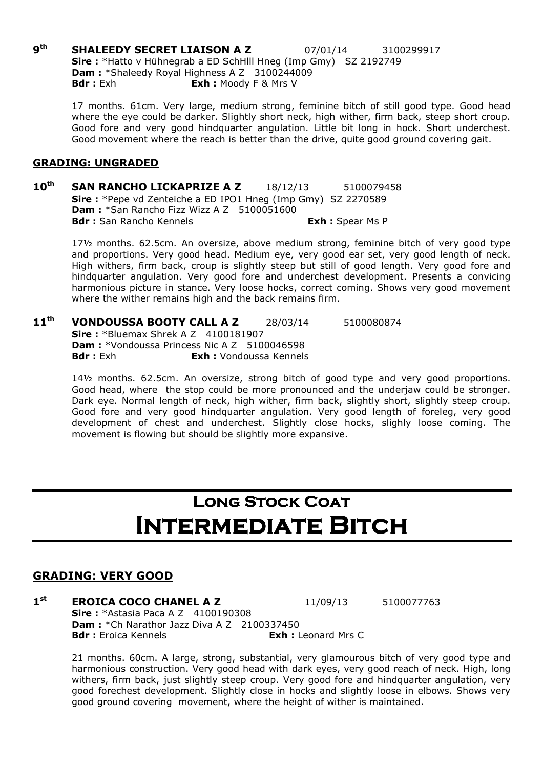**9th** **SHALEEDY SECRET LIAISON A Z** 07/01/14 3100299917
**Sire :** *Hatto v Hühnegrab a ED SchHlll Hneg (Imp Gmy) SZ 2192749
**Dam :** *Shaleedy Royal Highness A Z 3100244009
**Bdr :** Exh **Exh :** Moody F & Mrs V

17 months. 61cm. Very large, medium strong, feminine bitch of still good type. Good head where the eye could be darker. Slightly short neck, high wither, firm back, steep short croup. Good fore and very good hindquarter angulation. Little bit long in hock. Short underchest. Good movement where the reach is better than the drive, quite good ground covering gait.

### GRADING: UNGRADED

**10th** **SAN RANCHO LICKAPRIZE A Z** 18/12/13 5100079458
**Sire :** *Pepe vd Zenteiche a ED IPO1 Hneg (Imp Gmy) SZ 2270589
**Dam :** *San Rancho Fizz Wizz A Z 5100051600
**Bdr :** San Rancho Kennels **Exh :** Spear Ms P

17½ months. 62.5cm. An oversize, above medium strong, feminine bitch of very good type and proportions. Very good head. Medium eye, very good ear set, very good length of neck. High withers, firm back, croup is slightly steep but still of good length. Very good fore and hindquarter angulation. Very good fore and underchest development. Presents a convicing harmonious picture in stance. Very loose hocks, correct coming. Shows very good movement where the wither remains high and the back remains firm.

**11th** **VONDOUSSA BOOTY CALL A Z** 28/03/14 5100080874
**Sire :** *Bluemax Shrek A Z 4100181907
**Dam :** *Vondoussa Princess Nic A Z 5100046598
**Bdr :** Exh **Exh :** Vondoussa Kennels

14½ months. 62.5cm. An oversize, strong bitch of good type and very good proportions. Good head, where the stop could be more pronounced and the underjaw could be stronger. Dark eye. Normal length of neck, high wither, firm back, slightly short, slightly steep croup. Good fore and very good hindquarter angulation. Very good length of foreleg, very good development of chest and underchest. Slightly close hocks, slighly loose coming. The movement is flowing but should be slightly more expansive.

# Long Stock Coat
# Intermediate Bitch

### GRADING: VERY GOOD

**1st** **EROICA COCO CHANEL A Z** 11/09/13 5100077763
**Sire :** *Astasia Paca A Z 4100190308
**Dam :** *Ch Narathor Jazz Diva A Z 2100337450
**Bdr :** Eroica Kennels **Exh :** Leonard Mrs C

21 months. 60cm. A large, strong, substantial, very glamourous bitch of very good type and harmonious construction. Very good head with dark eyes, very good reach of neck. High, long withers, firm back, just slightly steep croup. Very good fore and hindquarter angulation, very good forechest development. Slightly close in hocks and slightly loose in elbows. Shows very good ground covering movement, where the height of wither is maintained.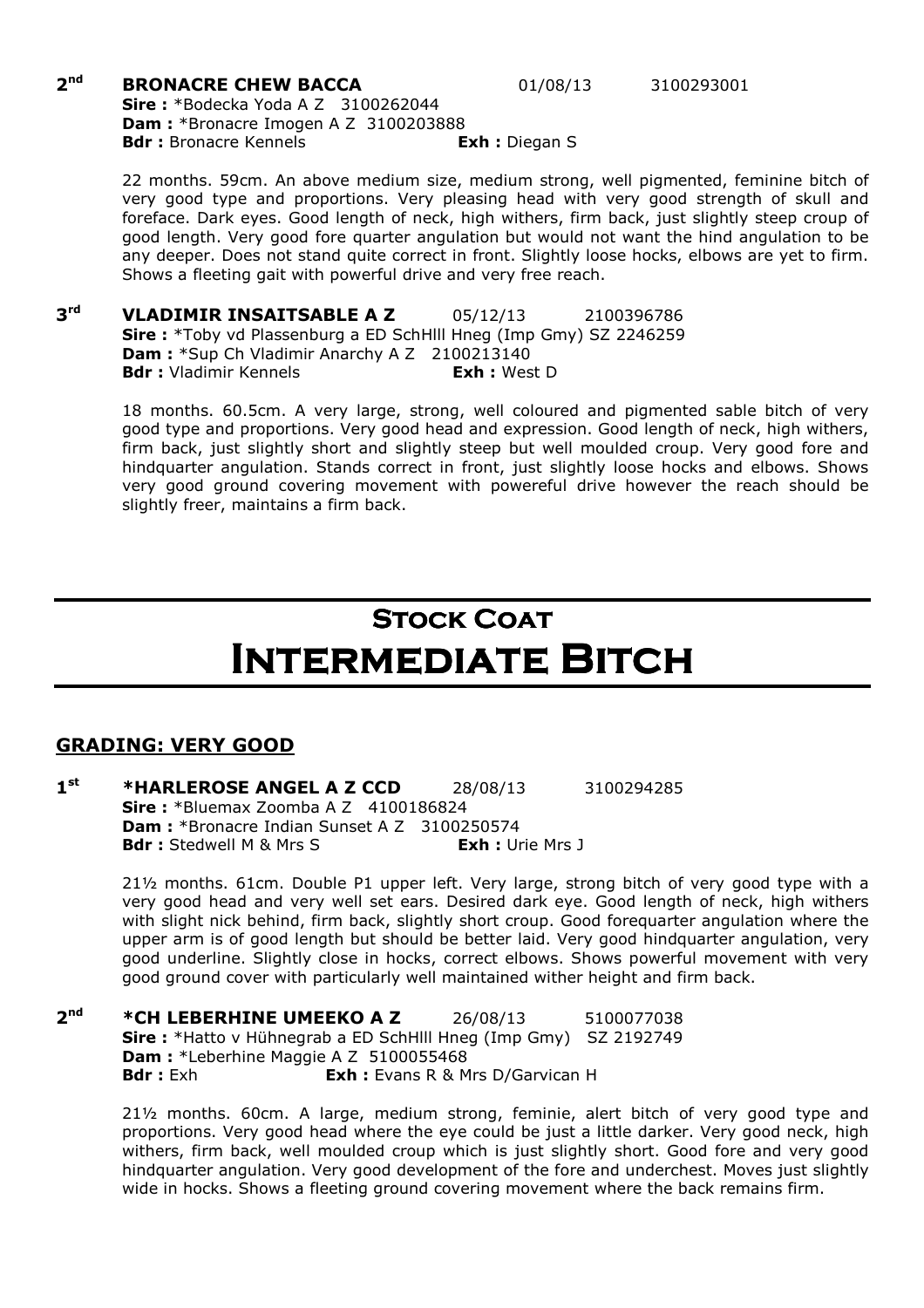**2nd** **BRONACRE CHEW BACCA** 01/08/13 3100293001
**Sire :** *Bodecka Yoda A Z 3100262044
**Dam :** *Bronacre Imogen A Z 3100203888
**Bdr :** Bronacre Kennels **Exh :** Diegan S

22 months. 59cm. An above medium size, medium strong, well pigmented, feminine bitch of very good type and proportions. Very pleasing head with very good strength of skull and foreface. Dark eyes. Good length of neck, high withers, firm back, just slightly steep croup of good length. Very good fore quarter angulation but would not want the hind angulation to be any deeper. Does not stand quite correct in front. Slightly loose hocks, elbows are yet to firm. Shows a fleeting gait with powerful drive and very free reach.

**3rd** **VLADIMIR INSAITSABLE A Z** 05/12/13 2100396786
**Sire :** *Toby vd Plassenburg a ED SchHlll Hneg (Imp Gmy) SZ 2246259
**Dam :** *Sup Ch Vladimir Anarchy A Z 2100213140
**Bdr :** Vladimir Kennels **Exh :** West D

18 months. 60.5cm. A very large, strong, well coloured and pigmented sable bitch of very good type and proportions. Very good head and expression. Good length of neck, high withers, firm back, just slightly short and slightly steep but well moulded croup. Very good fore and hindquarter angulation. Stands correct in front, just slightly loose hocks and elbows. Shows very good ground covering movement with powereful drive however the reach should be slightly freer, maintains a firm back.

# Stock Coat
# Intermediate Bitch

## GRADING: VERY GOOD

**1st** ***HARLEROSE ANGEL A Z CCD** 28/08/13 3100294285
**Sire :** *Bluemax Zoomba A Z 4100186824
**Dam :** *Bronacre Indian Sunset A Z 3100250574
**Bdr :** Stedwell M & Mrs S **Exh :** Urie Mrs J

21½ months. 61cm. Double P1 upper left. Very large, strong bitch of very good type with a very good head and very well set ears. Desired dark eye. Good length of neck, high withers with slight nick behind, firm back, slightly short croup. Good forequarter angulation where the upper arm is of good length but should be better laid. Very good hindquarter angulation, very good underline. Slightly close in hocks, correct elbows. Shows powerful movement with very good ground cover with particularly well maintained wither height and firm back.

**2nd** ***CH LEBERHINE UMEEKO A Z** 26/08/13 5100077038
**Sire :** *Hatto v Hühnegrab a ED SchHlll Hneg (Imp Gmy) SZ 2192749
**Dam :** *Leberhine Maggie A Z 5100055468
**Bdr :** Exh **Exh :** Evans R & Mrs D/Garvican H

21½ months. 60cm. A large, medium strong, feminie, alert bitch of very good type and proportions. Very good head where the eye could be just a little darker. Very good neck, high withers, firm back, well moulded croup which is just slightly short. Good fore and very good hindquarter angulation. Very good development of the fore and underchest. Moves just slightly wide in hocks. Shows a fleeting ground covering movement where the back remains firm.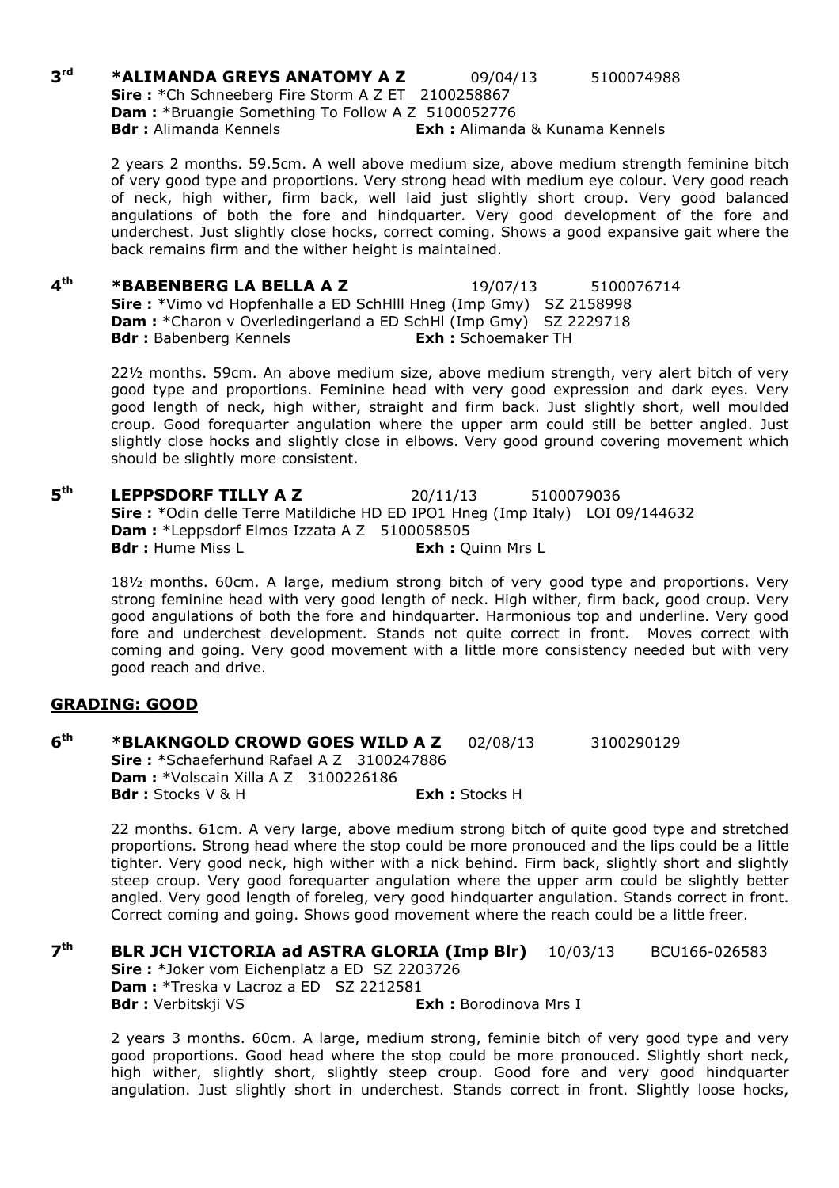**3rd** **\*ALIMANDA GREYS ANATOMY A Z** 09/04/13 5100074988
**Sire :** \*Ch Schneeberg Fire Storm A Z ET 2100258867
**Dam :** \*Bruangie Something To Follow A Z 5100052776
**Bdr :** Alimanda Kennels **Exh :** Alimanda & Kunama Kennels

2 years 2 months. 59.5cm. A well above medium size, above medium strength feminine bitch of very good type and proportions. Very strong head with medium eye colour. Very good reach of neck, high wither, firm back, well laid just slightly short croup. Very good balanced angulations of both the fore and hindquarter. Very good development of the fore and underchest. Just slightly close hocks, correct coming. Shows a good expansive gait where the back remains firm and the wither height is maintained.

**4th** **\*BABENBERG LA BELLA A Z** 19/07/13 5100076714
**Sire :** \*Vimo vd Hopfenhalle a ED SchHlll Hneg (Imp Gmy) SZ 2158998
**Dam :** \*Charon v Overledingerland a ED SchHl (Imp Gmy) SZ 2229718
**Bdr :** Babenberg Kennels **Exh :** Schoemaker TH

22½ months. 59cm. An above medium size, above medium strength, very alert bitch of very good type and proportions. Feminine head with very good expression and dark eyes. Very good length of neck, high wither, straight and firm back. Just slightly short, well moulded croup. Good forequarter angulation where the upper arm could still be better angled. Just slightly close hocks and slightly close in elbows. Very good ground covering movement which should be slightly more consistent.

**5th** **LEPPSDORF TILLY A Z** 20/11/13 5100079036
**Sire :** \*Odin delle Terre Matildiche HD ED IPO1 Hneg (Imp Italy) LOI 09/144632
**Dam :** \*Leppsdorf Elmos Izzata A Z 5100058505
**Bdr :** Hume Miss L **Exh :** Quinn Mrs L

18½ months. 60cm. A large, medium strong bitch of very good type and proportions. Very strong feminine head with very good length of neck. High wither, firm back, good croup. Very good angulations of both the fore and hindquarter. Harmonious top and underline. Very good fore and underchest development. Stands not quite correct in front. Moves correct with coming and going. Very good movement with a little more consistency needed but with very good reach and drive.

## GRADING: GOOD

**6th** **\*BLAKNGOLD CROWD GOES WILD A Z** 02/08/13 3100290129
**Sire :** \*Schaeferhund Rafael A Z 3100247886
**Dam :** \*Volscain Xilla A Z 3100226186
**Bdr :** Stocks V & H **Exh :** Stocks H

22 months. 61cm. A very large, above medium strong bitch of quite good type and stretched proportions. Strong head where the stop could be more pronouced and the lips could be a little tighter. Very good neck, high wither with a nick behind. Firm back, slightly short and slightly steep croup. Very good forequarter angulation where the upper arm could be slightly better angled. Very good length of foreleg, very good hindquarter angulation. Stands correct in front. Correct coming and going. Shows good movement where the reach could be a little freer.

**7th** **BLR JCH VICTORIA ad ASTRA GLORIA (Imp Blr)** 10/03/13 BCU166-026583
**Sire :** \*Joker vom Eichenplatz a ED SZ 2203726
**Dam :** \*Treska v Lacroz a ED SZ 2212581
**Bdr :** Verbitskji VS **Exh :** Borodinova Mrs I

2 years 3 months. 60cm. A large, medium strong, feminie bitch of very good type and very good proportions. Good head where the stop could be more pronouced. Slightly short neck, high wither, slightly short, slightly steep croup. Good fore and very good hindquarter angulation. Just slightly short in underchest. Stands correct in front. Slightly loose hocks,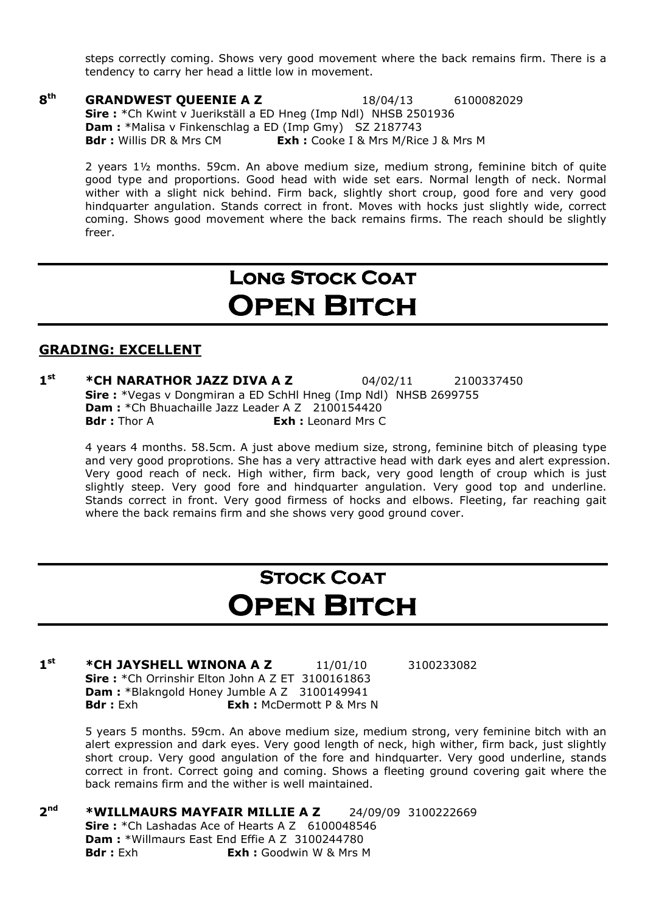steps correctly coming. Shows very good movement where the back remains firm. There is a tendency to carry her head a little low in movement.

**8th** **GRANDWEST QUEENIE A Z** 18/04/13 6100082029
**Sire :** *Ch Kwint v Juerikställ a ED Hneg (Imp Ndl) NHSB 2501936
**Dam :** *Malisa v Finkenschlag a ED (Imp Gmy) SZ 2187743
**Bdr :** Willis DR & Mrs CM **Exh :** Cooke I & Mrs M/Rice J & Mrs M

2 years 1½ months. 59cm. An above medium size, medium strong, feminine bitch of quite good type and proportions. Good head with wide set ears. Normal length of neck. Normal wither with a slight nick behind. Firm back, slightly short croup, good fore and very good hindquarter angulation. Stands correct in front. Moves with hocks just slightly wide, correct coming. Shows good movement where the back remains firms. The reach should be slightly freer.

# Long Stock Coat Open Bitch

## GRADING: EXCELLENT

**1st** **\*CH NARATHOR JAZZ DIVA A Z** 04/02/11 2100337450
**Sire :** *Vegas v Dongmiran a ED SchHl Hneg (Imp Ndl) NHSB 2699755
**Dam :** *Ch Bhuachaille Jazz Leader A Z 2100154420
**Bdr :** Thor A **Exh :** Leonard Mrs C

4 years 4 months. 58.5cm. A just above medium size, strong, feminine bitch of pleasing type and very good proprotions. She has a very attractive head with dark eyes and alert expression. Very good reach of neck. High wither, firm back, very good length of croup which is just slightly steep. Very good fore and hindquarter angulation. Very good top and underline. Stands correct in front. Very good firmess of hocks and elbows. Fleeting, far reaching gait where the back remains firm and she shows very good ground cover.

# Stock Coat Open Bitch

**1st** **\*CH JAYSHELL WINONA A Z** 11/01/10 3100233082
**Sire :** *Ch Orrinshir Elton John A Z ET 3100161863
**Dam :** *Blakngold Honey Jumble A Z 3100149941
**Bdr :** Exh **Exh :** McDermott P & Mrs N

5 years 5 months. 59cm. An above medium size, medium strong, very feminine bitch with an alert expression and dark eyes. Very good length of neck, high wither, firm back, just slightly short croup. Very good angulation of the fore and hindquarter. Very good underline, stands correct in front. Correct going and coming. Shows a fleeting ground covering gait where the back remains firm and the wither is well maintained.

**2nd** **\*WILLMAURS MAYFAIR MILLIE A Z** 24/09/09 3100222669
**Sire :** *Ch Lashadas Ace of Hearts A Z 6100048546
**Dam :** *Willmaurs East End Effie A Z 3100244780
**Bdr :** Exh **Exh :** Goodwin W & Mrs M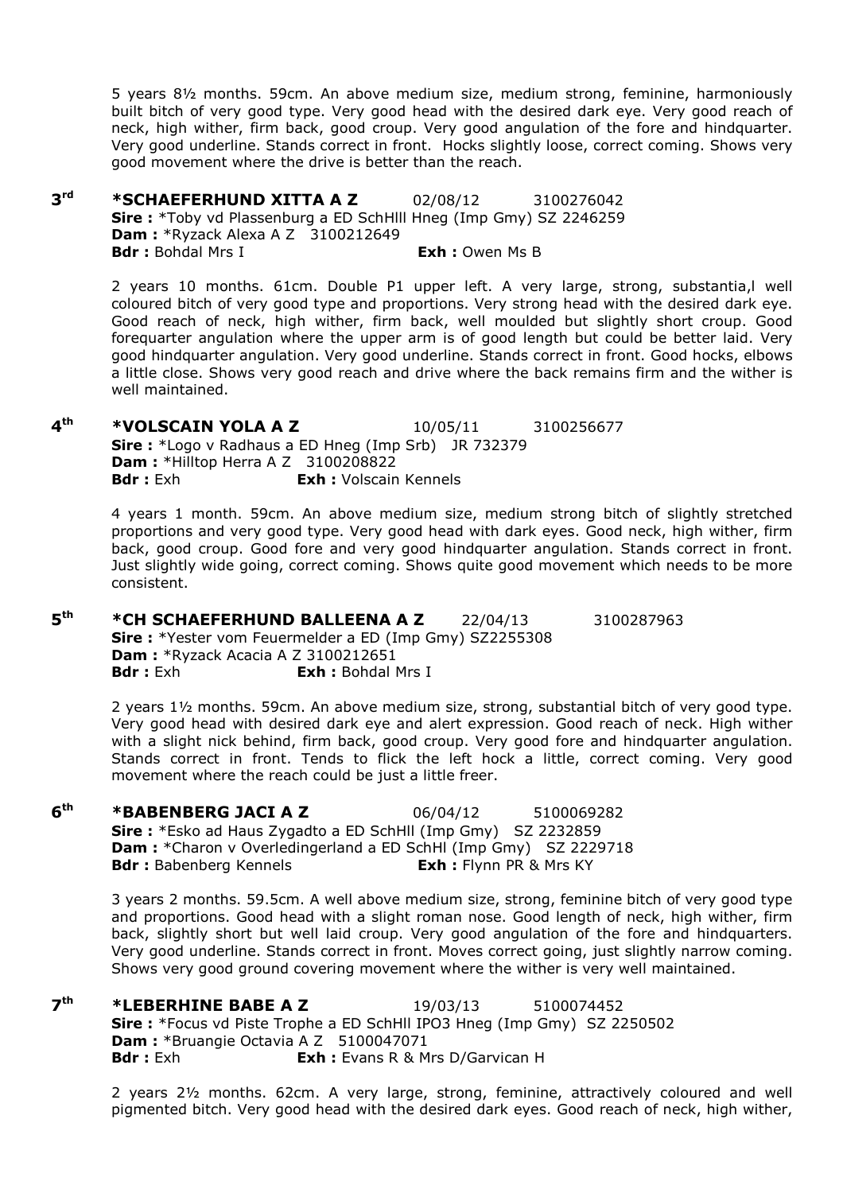5 years 8½ months. 59cm. An above medium size, medium strong, feminine, harmoniously built bitch of very good type. Very good head with the desired dark eye. Very good reach of neck, high wither, firm back, good croup. Very good angulation of the fore and hindquarter. Very good underline. Stands correct in front. Hocks slightly loose, correct coming. Shows very good movement where the drive is better than the reach.

**3rd** **\*SCHAEFERHUND XITTA A Z** 02/08/12 3100276042
**Sire :** \*Toby vd Plassenburg a ED SchHlll Hneg (Imp Gmy) SZ 2246259
**Dam :** \*Ryzack Alexa A Z 3100212649
**Bdr :** Bohdal Mrs I **Exh :** Owen Ms B

2 years 10 months. 61cm. Double P1 upper left. A very large, strong, substantia,l well coloured bitch of very good type and proportions. Very strong head with the desired dark eye. Good reach of neck, high wither, firm back, well moulded but slightly short croup. Good forequarter angulation where the upper arm is of good length but could be better laid. Very good hindquarter angulation. Very good underline. Stands correct in front. Good hocks, elbows a little close. Shows very good reach and drive where the back remains firm and the wither is well maintained.

**4th** **\*VOLSCAIN YOLA A Z** 10/05/11 3100256677
**Sire :** \*Logo v Radhaus a ED Hneg (Imp Srb) JR 732379
**Dam :** \*Hilltop Herra A Z 3100208822
**Bdr :** Exh **Exh :** Volscain Kennels

4 years 1 month. 59cm. An above medium size, medium strong bitch of slightly stretched proportions and very good type. Very good head with dark eyes. Good neck, high wither, firm back, good croup. Good fore and very good hindquarter angulation. Stands correct in front. Just slightly wide going, correct coming. Shows quite good movement which needs to be more consistent.

**5th** **\*CH SCHAEFERHUND BALLEENA A Z** 22/04/13 3100287963
**Sire :** \*Yester vom Feuermelder a ED (Imp Gmy) SZ2255308
**Dam :** \*Ryzack Acacia A Z 3100212651
**Bdr :** Exh **Exh :** Bohdal Mrs I

2 years 1½ months. 59cm. An above medium size, strong, substantial bitch of very good type. Very good head with desired dark eye and alert expression. Good reach of neck. High wither with a slight nick behind, firm back, good croup. Very good fore and hindquarter angulation. Stands correct in front. Tends to flick the left hock a little, correct coming. Very good movement where the reach could be just a little freer.

**6th** **\*BABENBERG JACI A Z** 06/04/12 5100069282
**Sire :** \*Esko ad Haus Zygadto a ED SchHll (Imp Gmy) SZ 2232859
**Dam :** \*Charon v Overledingerland a ED SchHl (Imp Gmy) SZ 2229718
**Bdr :** Babenberg Kennels **Exh :** Flynn PR & Mrs KY

3 years 2 months. 59.5cm. A well above medium size, strong, feminine bitch of very good type and proportions. Good head with a slight roman nose. Good length of neck, high wither, firm back, slightly short but well laid croup. Very good angulation of the fore and hindquarters. Very good underline. Stands correct in front. Moves correct going, just slightly narrow coming. Shows very good ground covering movement where the wither is very well maintained.

**7th** **\*LEBERHINE BABE A Z** 19/03/13 5100074452
**Sire :** \*Focus vd Piste Trophe a ED SchHll IPO3 Hneg (Imp Gmy) SZ 2250502
**Dam :** \*Bruangie Octavia A Z 5100047071
**Bdr :** Exh **Exh :** Evans R & Mrs D/Garvican H

2 years 2½ months. 62cm. A very large, strong, feminine, attractively coloured and well pigmented bitch. Very good head with the desired dark eyes. Good reach of neck, high wither,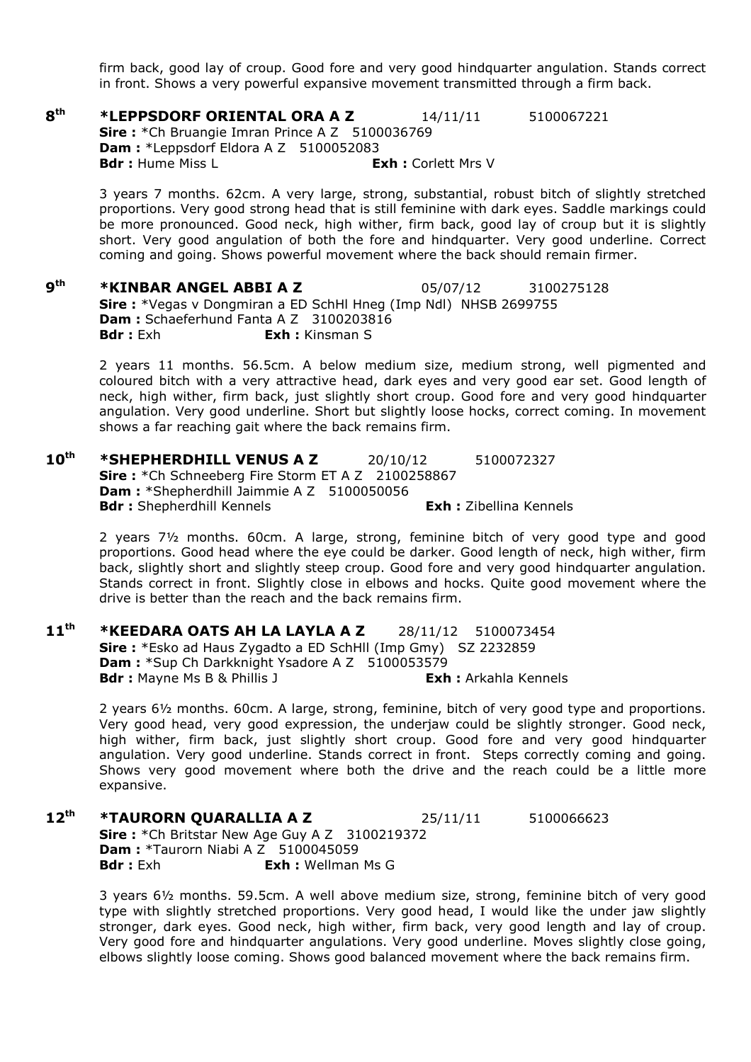firm back, good lay of croup. Good fore and very good hindquarter angulation. Stands correct in front. Shows a very powerful expansive movement transmitted through a firm back.

**8th** **\*LEPPSDORF ORIENTAL ORA A Z** 14/11/11 5100067221
**Sire :** \*Ch Bruangie Imran Prince A Z 5100036769
**Dam :** \*Leppsdorf Eldora A Z 5100052083
**Bdr :** Hume Miss L **Exh :** Corlett Mrs V

3 years 7 months. 62cm. A very large, strong, substantial, robust bitch of slightly stretched proportions. Very good strong head that is still feminine with dark eyes. Saddle markings could be more pronounced. Good neck, high wither, firm back, good lay of croup but it is slightly short. Very good angulation of both the fore and hindquarter. Very good underline. Correct coming and going. Shows powerful movement where the back should remain firmer.

**9th** **\*KINBAR ANGEL ABBI A Z** 05/07/12 3100275128
**Sire :** \*Vegas v Dongmiran a ED SchHl Hneg (Imp Ndl) NHSB 2699755
**Dam :** Schaeferhund Fanta A Z 3100203816
**Bdr :** Exh **Exh :** Kinsman S

2 years 11 months. 56.5cm. A below medium size, medium strong, well pigmented and coloured bitch with a very attractive head, dark eyes and very good ear set. Good length of neck, high wither, firm back, just slightly short croup. Good fore and very good hindquarter angulation. Very good underline. Short but slightly loose hocks, correct coming. In movement shows a far reaching gait where the back remains firm.

**10th** **\*SHEPHERDHILL VENUS A Z** 20/10/12 5100072327
**Sire :** \*Ch Schneeberg Fire Storm ET A Z 2100258867
**Dam :** \*Shepherdhill Jaimmie A Z 5100050056
**Bdr :** Shepherdhill Kennels **Exh :** Zibellina Kennels

2 years 7½ months. 60cm. A large, strong, feminine bitch of very good type and good proportions. Good head where the eye could be darker. Good length of neck, high wither, firm back, slightly short and slightly steep croup. Good fore and very good hindquarter angulation. Stands correct in front. Slightly close in elbows and hocks. Quite good movement where the drive is better than the reach and the back remains firm.

**11th** **\*KEEDARA OATS AH LA LAYLA A Z** 28/11/12 5100073454
**Sire :** \*Esko ad Haus Zygadto a ED SchHll (Imp Gmy) SZ 2232859
**Dam :** \*Sup Ch Darkknight Ysadore A Z 5100053579
**Bdr :** Mayne Ms B & Phillis J **Exh :** Arkahla Kennels

2 years 6½ months. 60cm. A large, strong, feminine, bitch of very good type and proportions. Very good head, very good expression, the underjaw could be slightly stronger. Good neck, high wither, firm back, just slightly short croup. Good fore and very good hindquarter angulation. Very good underline. Stands correct in front. Steps correctly coming and going. Shows very good movement where both the drive and the reach could be a little more expansive.

**12th** **\*TAURORN QUARALLIA A Z** 25/11/11 5100066623
**Sire :** \*Ch Britstar New Age Guy A Z 3100219372
**Dam :** \*Taurorn Niabi A Z 5100045059
**Bdr :** Exh **Exh :** Wellman Ms G

3 years 6½ months. 59.5cm. A well above medium size, strong, feminine bitch of very good type with slightly stretched proportions. Very good head, I would like the under jaw slightly stronger, dark eyes. Good neck, high wither, firm back, very good length and lay of croup. Very good fore and hindquarter angulations. Very good underline. Moves slightly close going, elbows slightly loose coming. Shows good balanced movement where the back remains firm.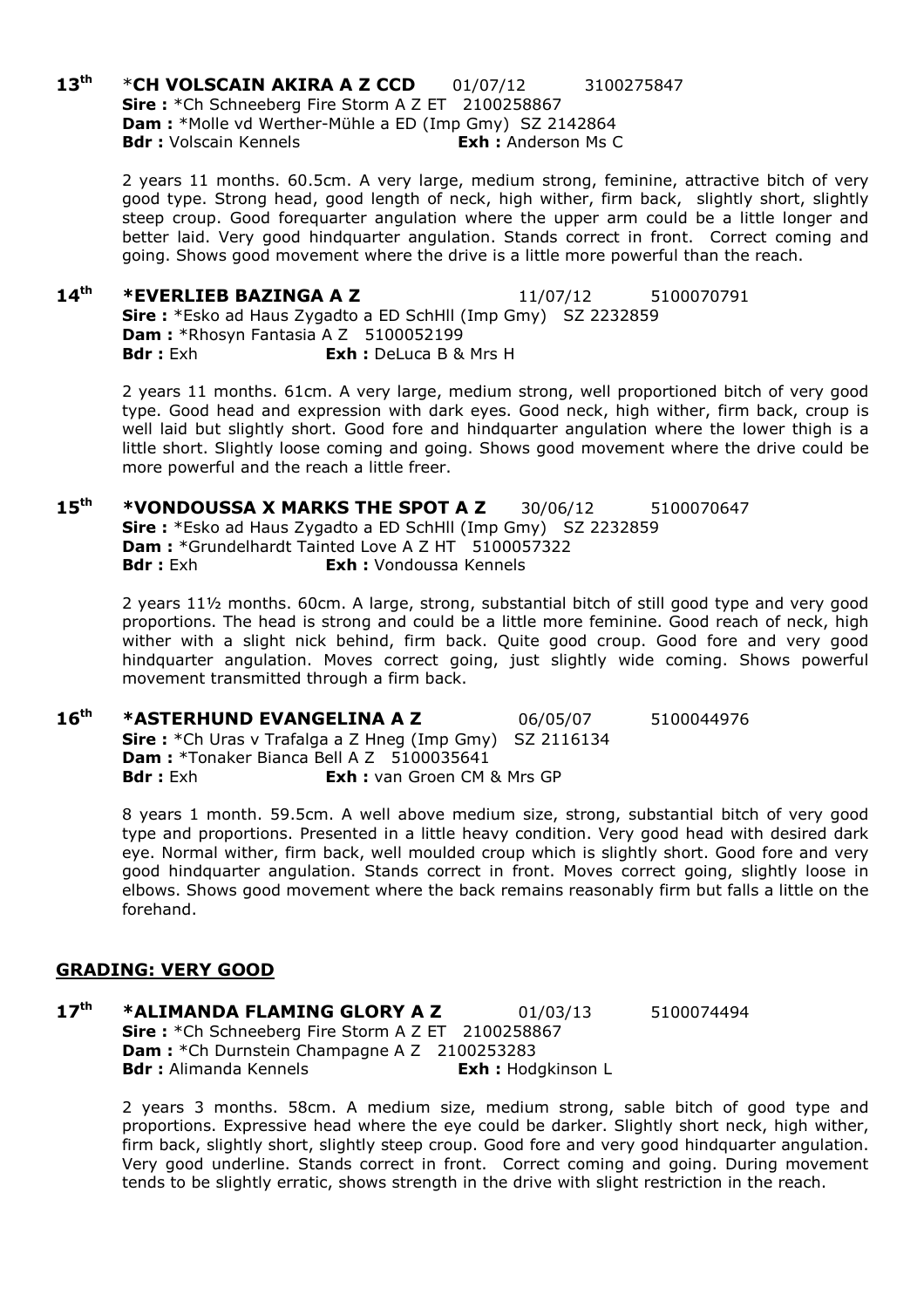**13th** ***CH VOLSCAIN AKIRA A Z CCD** 01/07/12 3100275847
**Sire :** *Ch Schneeberg Fire Storm A Z ET 2100258867
**Dam :** *Molle vd Werther-Mühle a ED (Imp Gmy) SZ 2142864
**Bdr :** Volscain Kennels **Exh :** Anderson Ms C

2 years 11 months. 60.5cm. A very large, medium strong, feminine, attractive bitch of very good type. Strong head, good length of neck, high wither, firm back, slightly short, slightly steep croup. Good forequarter angulation where the upper arm could be a little longer and better laid. Very good hindquarter angulation. Stands correct in front. Correct coming and going. Shows good movement where the drive is a little more powerful than the reach.

**14th** ***EVERLIEB BAZINGA A Z** 11/07/12 5100070791
**Sire :** *Esko ad Haus Zygadto a ED SchHll (Imp Gmy) SZ 2232859
**Dam :** *Rhosyn Fantasia A Z 5100052199
**Bdr :** Exh **Exh :** DeLuca B & Mrs H

2 years 11 months. 61cm. A very large, medium strong, well proportioned bitch of very good type. Good head and expression with dark eyes. Good neck, high wither, firm back, croup is well laid but slightly short. Good fore and hindquarter angulation where the lower thigh is a little short. Slightly loose coming and going. Shows good movement where the drive could be more powerful and the reach a little freer.

**15th** ***VONDOUSSA X MARKS THE SPOT A Z** 30/06/12 5100070647
**Sire :** *Esko ad Haus Zygadto a ED SchHll (Imp Gmy) SZ 2232859
**Dam :** *Grundelhardt Tainted Love A Z HT 5100057322
**Bdr :** Exh **Exh :** Vondoussa Kennels

2 years 11½ months. 60cm. A large, strong, substantial bitch of still good type and very good proportions. The head is strong and could be a little more feminine. Good reach of neck, high wither with a slight nick behind, firm back. Quite good croup. Good fore and very good hindquarter angulation. Moves correct going, just slightly wide coming. Shows powerful movement transmitted through a firm back.

**16th** ***ASTERHUND EVANGELINA A Z** 06/05/07 5100044976
**Sire :** *Ch Uras v Trafalga a Z Hneg (Imp Gmy) SZ 2116134
**Dam :** *Tonaker Bianca Bell A Z 5100035641
**Bdr :** Exh **Exh :** van Groen CM & Mrs GP

8 years 1 month. 59.5cm. A well above medium size, strong, substantial bitch of very good type and proportions. Presented in a little heavy condition. Very good head with desired dark eye. Normal wither, firm back, well moulded croup which is slightly short. Good fore and very good hindquarter angulation. Stands correct in front. Moves correct going, slightly loose in elbows. Shows good movement where the back remains reasonably firm but falls a little on the forehand.

## GRADING: VERY GOOD

**17th** ***ALIMANDA FLAMING GLORY A Z** 01/03/13 5100074494
**Sire :** *Ch Schneeberg Fire Storm A Z ET 2100258867
**Dam :** *Ch Durnstein Champagne A Z 2100253283
**Bdr :** Alimanda Kennels **Exh :** Hodgkinson L

2 years 3 months. 58cm. A medium size, medium strong, sable bitch of good type and proportions. Expressive head where the eye could be darker. Slightly short neck, high wither, firm back, slightly short, slightly steep croup. Good fore and very good hindquarter angulation. Very good underline. Stands correct in front. Correct coming and going. During movement tends to be slightly erratic, shows strength in the drive with slight restriction in the reach.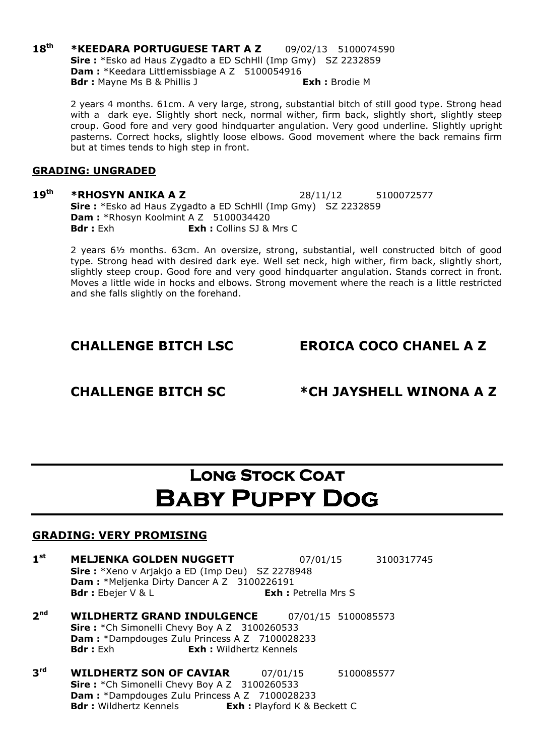**18th** **\*KEEDARA PORTUGUESE TART A Z** 09/02/13 5100074590
**Sire :** \*Esko ad Haus Zygadto a ED SchHll (Imp Gmy) SZ 2232859
**Dam :** \*Keedara Littlemissbiage A Z 5100054916
**Bdr :** Mayne Ms B & Phillis J **Exh :** Brodie M

2 years 4 months. 61cm. A very large, strong, substantial bitch of still good type. Strong head with a dark eye. Slightly short neck, normal wither, firm back, slightly short, slightly steep croup. Good fore and very good hindquarter angulation. Very good underline. Slightly upright pasterns. Correct hocks, slightly loose elbows. Good movement where the back remains firm but at times tends to high step in front.

**GRADING: UNGRADED**

**19th** **\*RHOSYN ANIKA A Z** 28/11/12 5100072577
**Sire :** \*Esko ad Haus Zygadto a ED SchHll (Imp Gmy) SZ 2232859
**Dam :** \*Rhosyn Koolmint A Z 5100034420
**Bdr :** Exh **Exh :** Collins SJ & Mrs C

2 years 6½ months. 63cm. An oversize, strong, substantial, well constructed bitch of good type. Strong head with desired dark eye. Well set neck, high wither, firm back, slightly short, slightly steep croup. Good fore and very good hindquarter angulation. Stands correct in front. Moves a little wide in hocks and elbows. Strong movement where the reach is a little restricted and she falls slightly on the forehand.

**CHALLENGE BITCH LSC** **EROICA COCO CHANEL A Z**

**CHALLENGE BITCH SC** **\*CH JAYSHELL WINONA A Z**

# Long Stock Coat
# Baby Puppy Dog

**GRADING: VERY PROMISING**

**1st** **MELJENKA GOLDEN NUGGETT** 07/01/15 3100317745
**Sire :** \*Xeno v Arjakjo a ED (Imp Deu) SZ 2278948
**Dam :** \*Meljenka Dirty Dancer A Z 3100226191
**Bdr :** Ebejer V & L **Exh :** Petrella Mrs S

**2nd** **WILDHERTZ GRAND INDULGENCE** 07/01/15 5100085573
**Sire :** \*Ch Simonelli Chevy Boy A Z 3100260533
**Dam :** \*Dampdouges Zulu Princess A Z 7100028233
**Bdr :** Exh **Exh :** Wildhertz Kennels

**3rd** **WILDHERTZ SON OF CAVIAR** 07/01/15 5100085577
**Sire :** \*Ch Simonelli Chevy Boy A Z 3100260533
**Dam :** \*Dampdouges Zulu Princess A Z 7100028233
**Bdr :** Wildhertz Kennels **Exh :** Playford K & Beckett C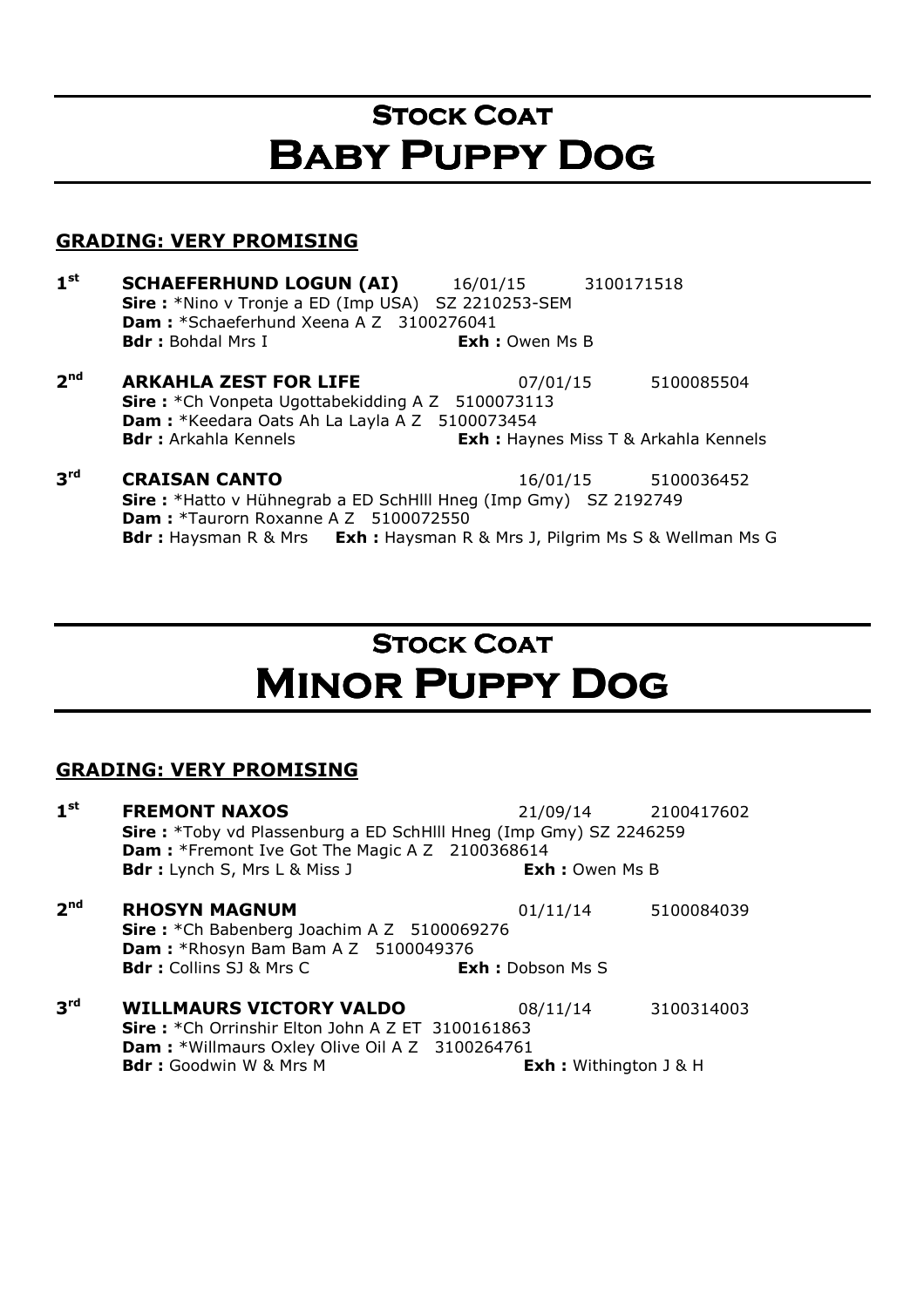# Stock Coat
# Baby Puppy Dog

## GRADING: VERY PROMISING

**1st** **SCHAEFERHUND LOGUN (AI)** 16/01/15 3100171518
**Sire :** *Nino v Tronje a ED (Imp USA) SZ 2210253-SEM
**Dam :** *Schaeferhund Xeena A Z 3100276041
**Bdr :** Bohdal Mrs I **Exh :** Owen Ms B

**2nd** **ARKAHLA ZEST FOR LIFE** 07/01/15 5100085504
**Sire :** *Ch Vonpeta Ugottabekidding A Z 5100073113
**Dam :** *Keedara Oats Ah La Layla A Z 5100073454
**Bdr :** Arkahla Kennels **Exh :** Haynes Miss T & Arkahla Kennels

**3rd** **CRAISAN CANTO** 16/01/15 5100036452
**Sire :** *Hatto v Hühnegrab a ED SchHlll Hneg (Imp Gmy) SZ 2192749
**Dam :** *Taurorn Roxanne A Z 5100072550
**Bdr :** Haysman R & Mrs **Exh :** Haysman R & Mrs J, Pilgrim Ms S & Wellman Ms G

# Stock Coat
# Minor Puppy Dog

## GRADING: VERY PROMISING

**1st** **FREMONT NAXOS** 21/09/14 2100417602
**Sire :** *Toby vd Plassenburg a ED SchHlll Hneg (Imp Gmy) SZ 2246259
**Dam :** *Fremont Ive Got The Magic A Z 2100368614
**Bdr :** Lynch S, Mrs L & Miss J **Exh :** Owen Ms B

**2nd** **RHOSYN MAGNUM** 01/11/14 5100084039
**Sire :** *Ch Babenberg Joachim A Z 5100069276
**Dam :** *Rhosyn Bam Bam A Z 5100049376
**Bdr :** Collins SJ & Mrs C **Exh :** Dobson Ms S

**3rd** **WILLMAURS VICTORY VALDO** 08/11/14 3100314003
**Sire :** *Ch Orrinshir Elton John A Z ET 3100161863
**Dam :** *Willmaurs Oxley Olive Oil A Z 3100264761
**Bdr :** Goodwin W & Mrs M **Exh :** Withington J & H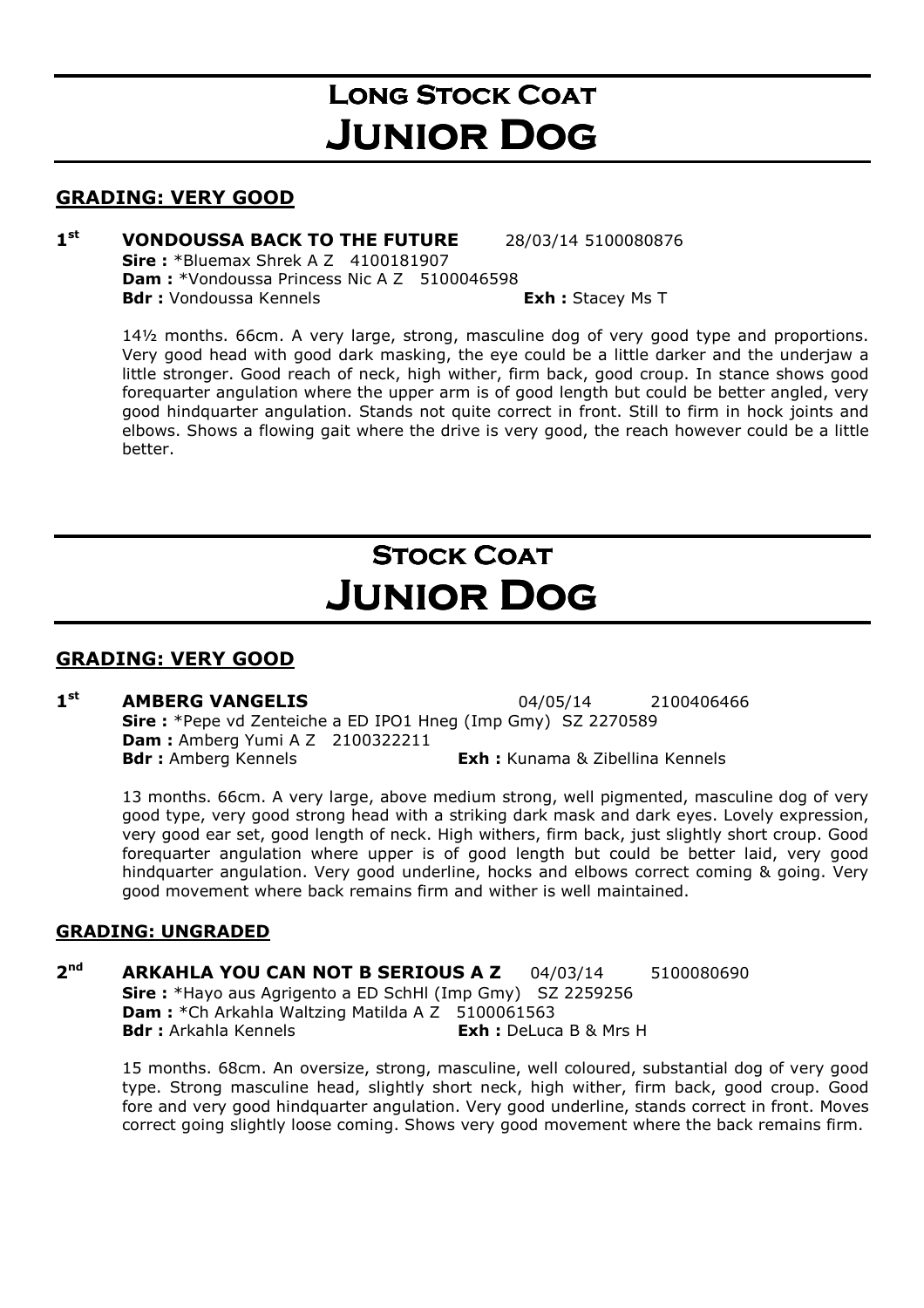# Long Stock Coat
# Junior Dog

## GRADING: VERY GOOD

**1st** **VONDOUSSA BACK TO THE FUTURE** 28/03/14 5100080876
**Sire :** *Bluemax Shrek A Z 4100181907
**Dam :** *Vondoussa Princess Nic A Z 5100046598
**Bdr :** Vondoussa Kennels **Exh :** Stacey Ms T

14½ months. 66cm. A very large, strong, masculine dog of very good type and proportions. Very good head with good dark masking, the eye could be a little darker and the underjaw a little stronger. Good reach of neck, high wither, firm back, good croup. In stance shows good forequarter angulation where the upper arm is of good length but could be better angled, very good hindquarter angulation. Stands not quite correct in front. Still to firm in hock joints and elbows. Shows a flowing gait where the drive is very good, the reach however could be a little better.

# Stock Coat
# Junior Dog

## GRADING: VERY GOOD

**1st** **AMBERG VANGELIS** 04/05/14 2100406466
**Sire :** *Pepe vd Zenteiche a ED IPO1 Hneg (Imp Gmy) SZ 2270589
**Dam :** Amberg Yumi A Z 2100322211
**Bdr :** Amberg Kennels **Exh :** Kunama & Zibellina Kennels

13 months. 66cm. A very large, above medium strong, well pigmented, masculine dog of very good type, very good strong head with a striking dark mask and dark eyes. Lovely expression, very good ear set, good length of neck. High withers, firm back, just slightly short croup. Good forequarter angulation where upper is of good length but could be better laid, very good hindquarter angulation. Very good underline, hocks and elbows correct coming & going. Very good movement where back remains firm and wither is well maintained.

## GRADING: UNGRADED

**2nd** **ARKAHLA YOU CAN NOT B SERIOUS A Z** 04/03/14 5100080690
**Sire :** *Hayo aus Agrigento a ED SchHl (Imp Gmy) SZ 2259256
**Dam :** *Ch Arkahla Waltzing Matilda A Z 5100061563
**Bdr :** Arkahla Kennels **Exh :** DeLuca B & Mrs H

15 months. 68cm. An oversize, strong, masculine, well coloured, substantial dog of very good type. Strong masculine head, slightly short neck, high wither, firm back, good croup. Good fore and very good hindquarter angulation. Very good underline, stands correct in front. Moves correct going slightly loose coming. Shows very good movement where the back remains firm.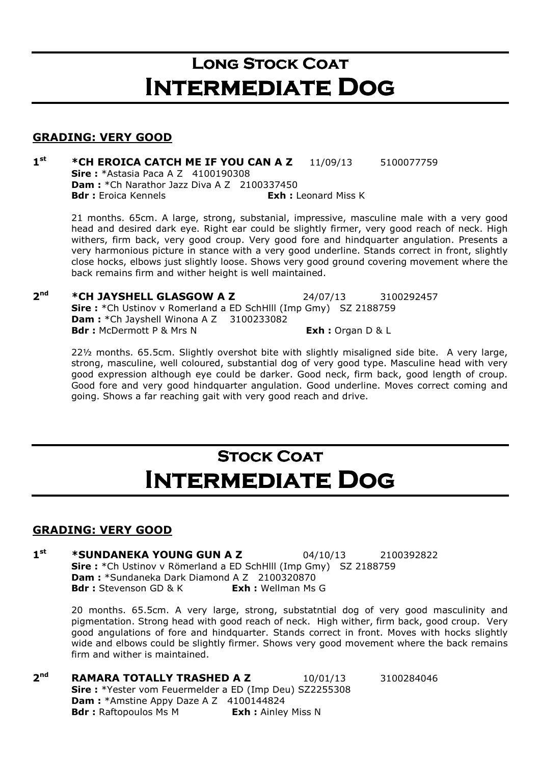# Long Stock Coat
# Intermediate Dog

## GRADING: VERY GOOD

**1st** **\*CH EROICA CATCH ME IF YOU CAN A Z** 11/09/13 5100077759
**Sire :** \*Astasia Paca A Z 4100190308
**Dam :** \*Ch Narathor Jazz Diva A Z 2100337450
**Bdr :** Eroica Kennels **Exh :** Leonard Miss K

21 months. 65cm. A large, strong, substanial, impressive, masculine male with a very good head and desired dark eye. Right ear could be slightly firmer, very good reach of neck. High withers, firm back, very good croup. Very good fore and hindquarter angulation. Presents a very harmonious picture in stance with a very good underline. Stands correct in front, slightly close hocks, elbows just slightly loose. Shows very good ground covering movement where the back remains firm and wither height is well maintained.

**2nd** **\*CH JAYSHELL GLASGOW A Z** 24/07/13 3100292457
**Sire :** \*Ch Ustinov v Romerland a ED SchHlll (Imp Gmy) SZ 2188759
**Dam :** \*Ch Jayshell Winona A Z 3100233082
**Bdr :** McDermott P & Mrs N **Exh :** Organ D & L

22½ months. 65.5cm. Slightly overshot bite with slightly misaligned side bite. A very large, strong, masculine, well coloured, substantial dog of very good type. Masculine head with very good expression although eye could be darker. Good neck, firm back, good length of croup. Good fore and very good hindquarter angulation. Good underline. Moves correct coming and going. Shows a far reaching gait with very good reach and drive.

# Stock Coat
# Intermediate Dog

## GRADING: VERY GOOD

**1st** **\*SUNDANEKA YOUNG GUN A Z** 04/10/13 2100392822
**Sire :** \*Ch Ustinov v Römerland a ED SchHlll (Imp Gmy) SZ 2188759
**Dam :** \*Sundaneka Dark Diamond A Z 2100320870
**Bdr :** Stevenson GD & K **Exh :** Wellman Ms G

20 months. 65.5cm. A very large, strong, substatntial dog of very good masculinity and pigmentation. Strong head with good reach of neck. High wither, firm back, good croup. Very good angulations of fore and hindquarter. Stands correct in front. Moves with hocks slightly wide and elbows could be slightly firmer. Shows very good movement where the back remains firm and wither is maintained.

**2nd** **RAMARA TOTALLY TRASHED A Z** 10/01/13 3100284046
**Sire :** \*Yester vom Feuermelder a ED (Imp Deu) SZ2255308
**Dam :** \*Amstine Appy Daze A Z 4100144824
**Bdr :** Raftopoulos Ms M **Exh :** Ainley Miss N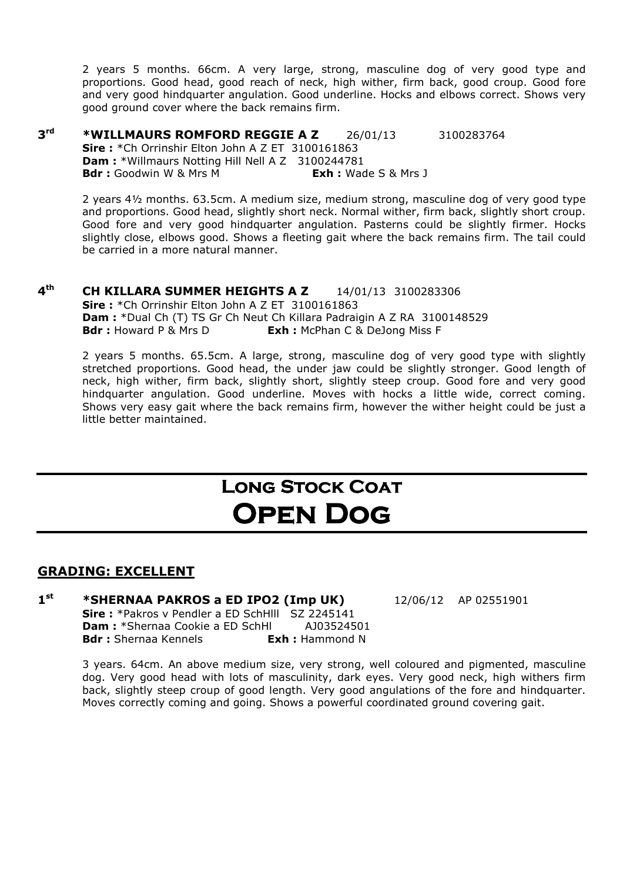2 years 5 months. 66cm. A very large, strong, masculine dog of very good type and proportions. Good head, good reach of neck, high wither, firm back, good croup. Good fore and very good hindquarter angulation. Good underline. Hocks and elbows correct. Shows very good ground cover where the back remains firm.

**3rd** **\*WILLMAURS ROMFORD REGGIE A Z** 26/01/13 3100283764
**Sire :** \*Ch Orrinshir Elton John A Z ET 3100161863
**Dam :** \*Willmaurs Notting Hill Nell A Z 3100244781
**Bdr :** Goodwin W & Mrs M **Exh :** Wade S & Mrs J

2 years 4½ months. 63.5cm. A medium size, medium strong, masculine dog of very good type and proportions. Good head, slightly short neck. Normal wither, firm back, slightly short croup. Good fore and very good hindquarter angulation. Pasterns could be slightly firmer. Hocks slightly close, elbows good. Shows a fleeting gait where the back remains firm. The tail could be carried in a more natural manner.

**4th** **CH KILLARA SUMMER HEIGHTS A Z** 14/01/13 3100283306
**Sire :** \*Ch Orrinshir Elton John A Z ET 3100161863
**Dam :** \*Dual Ch (T) TS Gr Ch Neut Ch Killara Padraigin A Z RA 3100148529
**Bdr :** Howard P & Mrs D **Exh :** McPhan C & DeJong Miss F

2 years 5 months. 65.5cm. A large, strong, masculine dog of very good type with slightly stretched proportions. Good head, the under jaw could be slightly stronger. Good length of neck, high wither, firm back, slightly short, slightly steep croup. Good fore and very good hindquarter angulation. Good underline. Moves with hocks a little wide, correct coming. Shows very easy gait where the back remains firm, however the wither height could be just a little better maintained.

# Long Stock Coat
# Open Dog

## GRADING: EXCELLENT

**1st** **\*SHERNAA PAKROS a ED IPO2 (Imp UK)** 12/06/12 AP 02551901
**Sire :** \*Pakros v Pendler a ED SchHlll SZ 2245141
**Dam :** \*Shernaa Cookie a ED SchHl AJ03524501
**Bdr :** Shernaa Kennels **Exh :** Hammond N

3 years. 64cm. An above medium size, very strong, well coloured and pigmented, masculine dog. Very good head with lots of masculinity, dark eyes. Very good neck, high withers firm back, slightly steep croup of good length. Very good angulations of the fore and hindquarter. Moves correctly coming and going. Shows a powerful coordinated ground covering gait.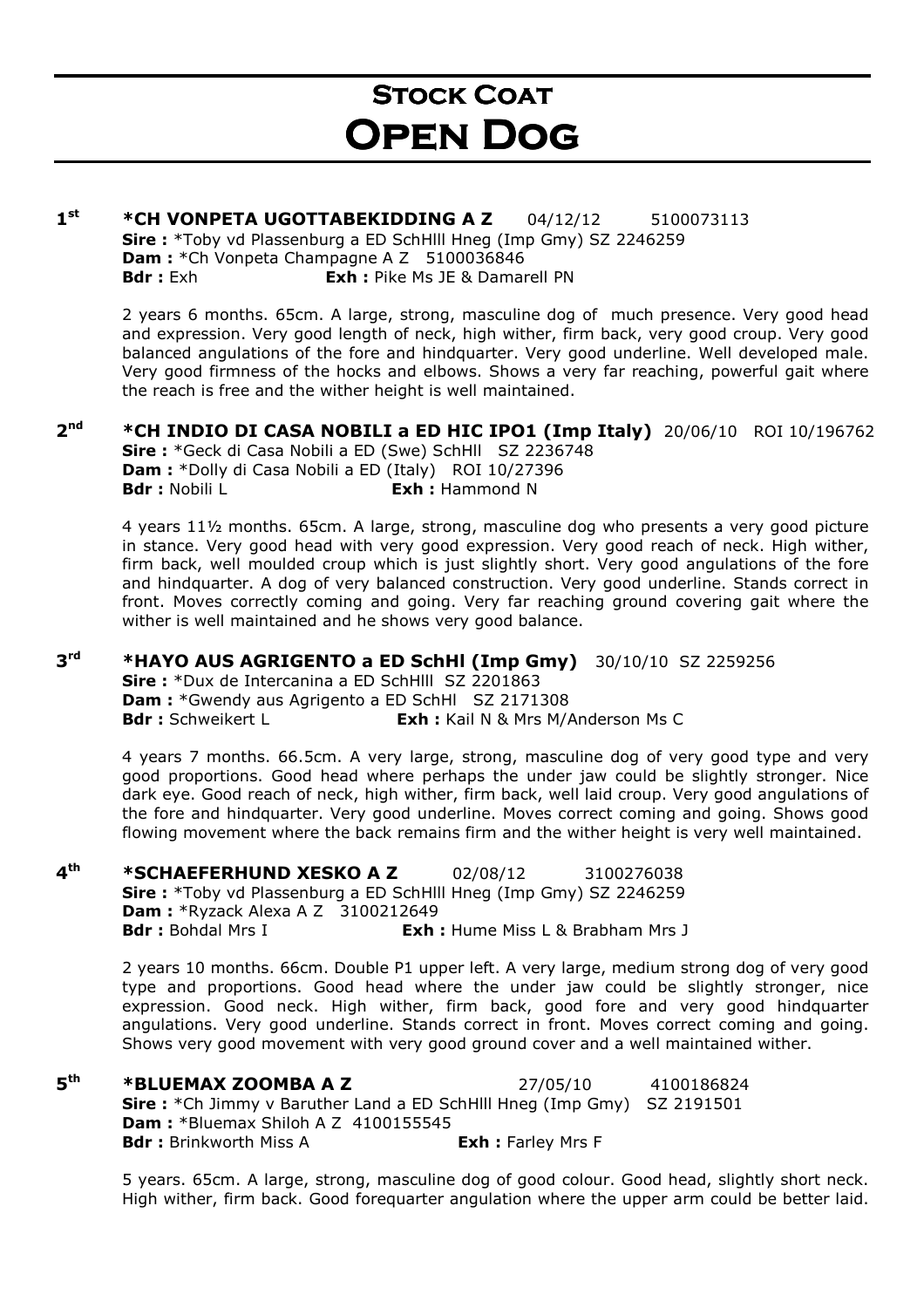# Stock Coat
# Open Dog

**1st** **\*CH VONPETA UGOTTABEKIDDING A Z** 04/12/12 5100073113
**Sire :** \*Toby vd Plassenburg a ED SchHlll Hneg (Imp Gmy) SZ 2246259
**Dam :** \*Ch Vonpeta Champagne A Z 5100036846
**Bdr :** Exh **Exh :** Pike Ms JE & Damarell PN

2 years 6 months. 65cm. A large, strong, masculine dog of much presence. Very good head and expression. Very good length of neck, high wither, firm back, very good croup. Very good balanced angulations of the fore and hindquarter. Very good underline. Well developed male. Very good firmness of the hocks and elbows. Shows a very far reaching, powerful gait where the reach is free and the wither height is well maintained.

**2nd** **\*CH INDIO DI CASA NOBILI a ED HIC IPO1 (Imp Italy)** 20/06/10 ROI 10/196762
**Sire :** \*Geck di Casa Nobili a ED (Swe) SchHll SZ 2236748
**Dam :** \*Dolly di Casa Nobili a ED (Italy) ROI 10/27396
**Bdr :** Nobili L **Exh :** Hammond N

4 years 11½ months. 65cm. A large, strong, masculine dog who presents a very good picture in stance. Very good head with very good expression. Very good reach of neck. High wither, firm back, well moulded croup which is just slightly short. Very good angulations of the fore and hindquarter. A dog of very balanced construction. Very good underline. Stands correct in front. Moves correctly coming and going. Very far reaching ground covering gait where the wither is well maintained and he shows very good balance.

**3rd** **\*HAYO AUS AGRIGENTO a ED SchHl (Imp Gmy)** 30/10/10 SZ 2259256
**Sire :** \*Dux de Intercanina a ED SchHlll SZ 2201863
**Dam :** \*Gwendy aus Agrigento a ED SchHl SZ 2171308
**Bdr :** Schweikert L **Exh :** Kail N & Mrs M/Anderson Ms C

4 years 7 months. 66.5cm. A very large, strong, masculine dog of very good type and very good proportions. Good head where perhaps the under jaw could be slightly stronger. Nice dark eye. Good reach of neck, high wither, firm back, well laid croup. Very good angulations of the fore and hindquarter. Very good underline. Moves correct coming and going. Shows good flowing movement where the back remains firm and the wither height is very well maintained.

**4th** **\*SCHAEFERHUND XESKO A Z** 02/08/12 3100276038
**Sire :** \*Toby vd Plassenburg a ED SchHlll Hneg (Imp Gmy) SZ 2246259
**Dam :** \*Ryzack Alexa A Z 3100212649
**Bdr :** Bohdal Mrs I **Exh :** Hume Miss L & Brabham Mrs J

2 years 10 months. 66cm. Double P1 upper left. A very large, medium strong dog of very good type and proportions. Good head where the under jaw could be slightly stronger, nice expression. Good neck. High wither, firm back, good fore and very good hindquarter angulations. Very good underline. Stands correct in front. Moves correct coming and going. Shows very good movement with very good ground cover and a well maintained wither.

**5th** **\*BLUEMAX ZOOMBA A Z** 27/05/10 4100186824
**Sire :** \*Ch Jimmy v Baruther Land a ED SchHlll Hneg (Imp Gmy) SZ 2191501
**Dam :** \*Bluemax Shiloh A Z 4100155545
**Bdr :** Brinkworth Miss A **Exh :** Farley Mrs F

5 years. 65cm. A large, strong, masculine dog of good colour. Good head, slightly short neck. High wither, firm back. Good forequarter angulation where the upper arm could be better laid.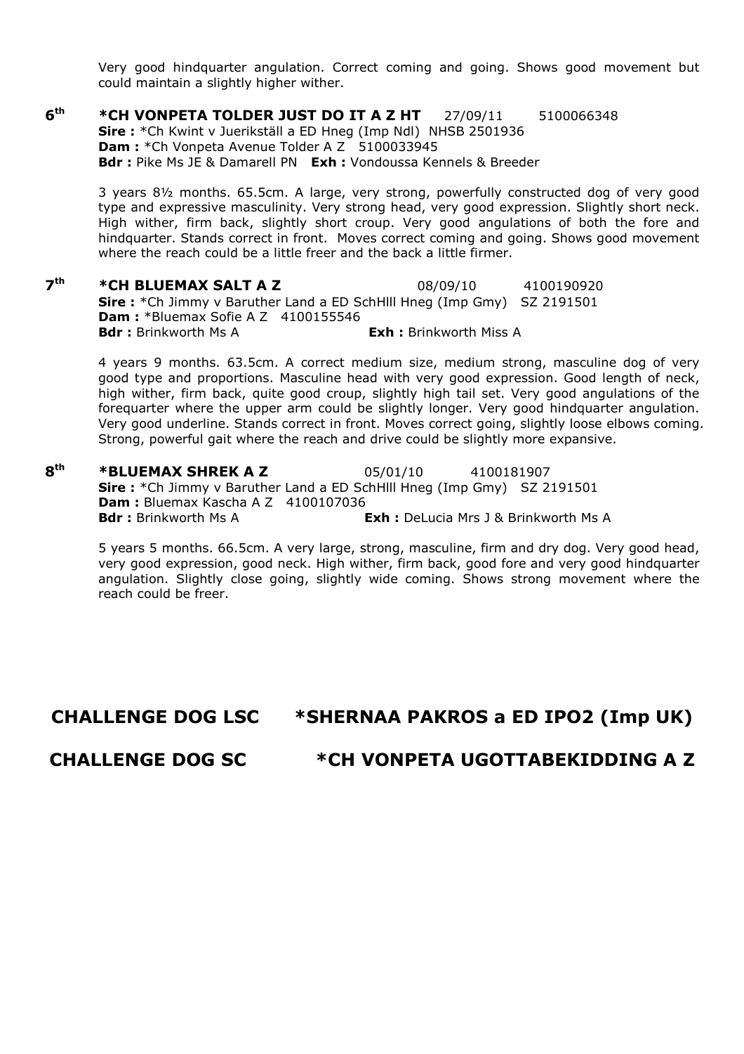Very good hindquarter angulation. Correct coming and going. Shows good movement but could maintain a slightly higher wither.

**6th** **\*CH VONPETA TOLDER JUST DO IT A Z HT** 27/09/11 5100066348
**Sire :** \*Ch Kwint v Juerikställ a ED Hneg (Imp Ndl) NHSB 2501936
**Dam :** \*Ch Vonpeta Avenue Tolder A Z 5100033945
**Bdr :** Pike Ms JE & Damarell PN **Exh :** Vondoussa Kennels & Breeder

3 years 8½ months. 65.5cm. A large, very strong, powerfully constructed dog of very good type and expressive masculinity. Very strong head, very good expression. Slightly short neck. High wither, firm back, slightly short croup. Very good angulations of both the fore and hindquarter. Stands correct in front. Moves correct coming and going. Shows good movement where the reach could be a little freer and the back a little firmer.

**7th** **\*CH BLUEMAX SALT A Z** 08/09/10 4100190920
**Sire :** \*Ch Jimmy v Baruther Land a ED SchHlll Hneg (Imp Gmy) SZ 2191501
**Dam :** \*Bluemax Sofie A Z 4100155546
**Bdr :** Brinkworth Ms A **Exh :** Brinkworth Miss A

4 years 9 months. 63.5cm. A correct medium size, medium strong, masculine dog of very good type and proportions. Masculine head with very good expression. Good length of neck, high wither, firm back, quite good croup, slightly high tail set. Very good angulations of the forequarter where the upper arm could be slightly longer. Very good hindquarter angulation. Very good underline. Stands correct in front. Moves correct going, slightly loose elbows coming. Strong, powerful gait where the reach and drive could be slightly more expansive.

**8th** **\*BLUEMAX SHREK A Z** 05/01/10 4100181907
**Sire :** \*Ch Jimmy v Baruther Land a ED SchHlll Hneg (Imp Gmy) SZ 2191501
**Dam :** Bluemax Kascha A Z 4100107036
**Bdr :** Brinkworth Ms A **Exh :** DeLucia Mrs J & Brinkworth Ms A

5 years 5 months. 66.5cm. A very large, strong, masculine, firm and dry dog. Very good head, very good expression, good neck. High wither, firm back, good fore and very good hindquarter angulation. Slightly close going, slightly wide coming. Shows strong movement where the reach could be freer.

## CHALLENGE DOG LSC *SHERNAA PAKROS a ED IPO2 (Imp UK)

## CHALLENGE DOG SC *CH VONPETA UGOTTABEKIDDING A Z